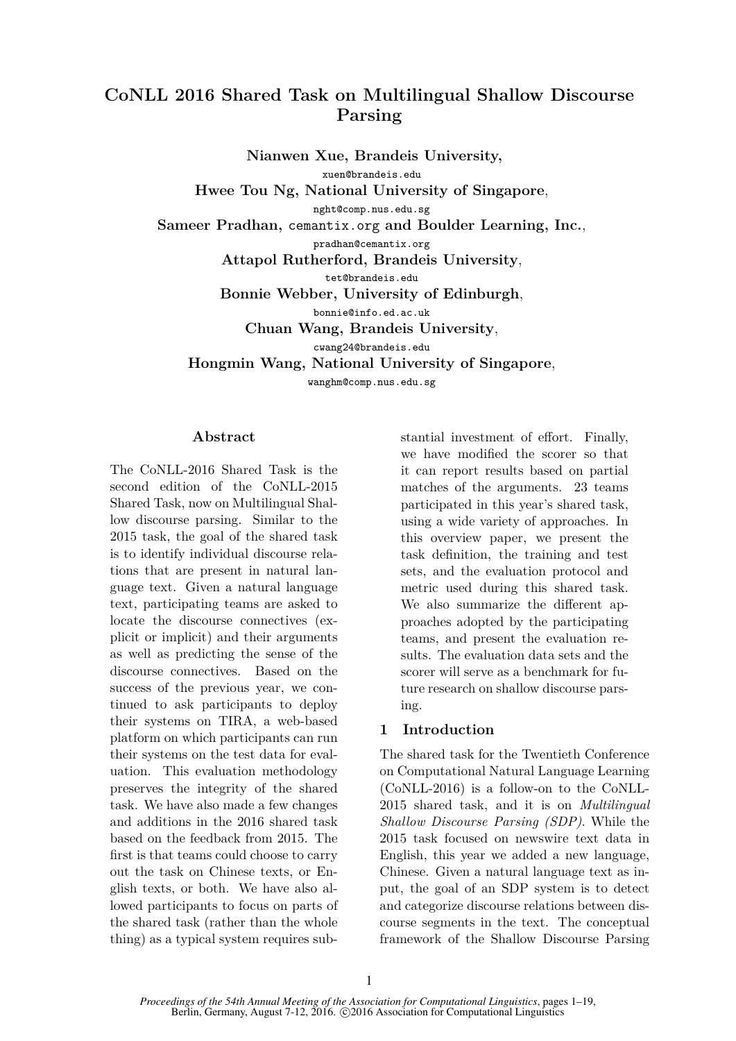# CoNLL 2016 Shared Task on Multilingual Shallow Discourse Parsing

**Nianwen Xue, Brandeis University,**
xuen@brandeis.edu

**Hwee Tou Ng, National University of Singapore**,
nght@comp.nus.edu.sg

**Sameer Pradhan,** cemantix.org **and Boulder Learning, Inc.**,
pradhan@cemantix.org

**Attapol Rutherford, Brandeis University**,
tet@brandeis.edu

**Bonnie Webber, University of Edinburgh**,
bonnie@info.ed.ac.uk

**Chuan Wang, Brandeis University**,
cwang24@brandeis.edu

**Hongmin Wang, National University of Singapore**,
wanghm@comp.nus.edu.sg

## Abstract

The CoNLL-2016 Shared Task is the second edition of the CoNLL-2015 Shared Task, now on Multilingual Shallow discourse parsing. Similar to the 2015 task, the goal of the shared task is to identify individual discourse relations that are present in natural language text. Given a natural language text, participating teams are asked to locate the discourse connectives (explicit or implicit) and their arguments as well as predicting the sense of the discourse connectives. Based on the success of the previous year, we continued to ask participants to deploy their systems on TIRA, a web-based platform on which participants can run their systems on the test data for evaluation. This evaluation methodology preserves the integrity of the shared task. We have also made a few changes and additions in the 2016 shared task based on the feedback from 2015. The first is that teams could choose to carry out the task on Chinese texts, or English texts, or both. We have also allowed participants to focus on parts of the shared task (rather than the whole thing) as a typical system requires substantial investment of effort. Finally, we have modified the scorer so that it can report results based on partial matches of the arguments. 23 teams participated in this year's shared task, using a wide variety of approaches. In this overview paper, we present the task definition, the training and test sets, and the evaluation protocol and metric used during this shared task. We also summarize the different approaches adopted by the participating teams, and present the evaluation results. The evaluation data sets and the scorer will serve as a benchmark for future research on shallow discourse parsing.

## 1 Introduction

The shared task for the Twentieth Conference on Computational Natural Language Learning (CoNLL-2016) is a follow-on to the CoNLL-2015 shared task, and it is on *Multilingual Shallow Discourse Parsing (SDP)*. While the 2015 task focused on newswire text data in English, this year we added a new language, Chinese. Given a natural language text as input, the goal of an SDP system is to detect and categorize discourse relations between discourse segments in the text. The conceptual framework of the Shallow Discourse Parsing

*Proceedings of the 54th Annual Meeting of the Association for Computational Linguistics*, pages 1–19, Berlin, Germany, August 7-12, 2016. ©2016 Association for Computational Linguistics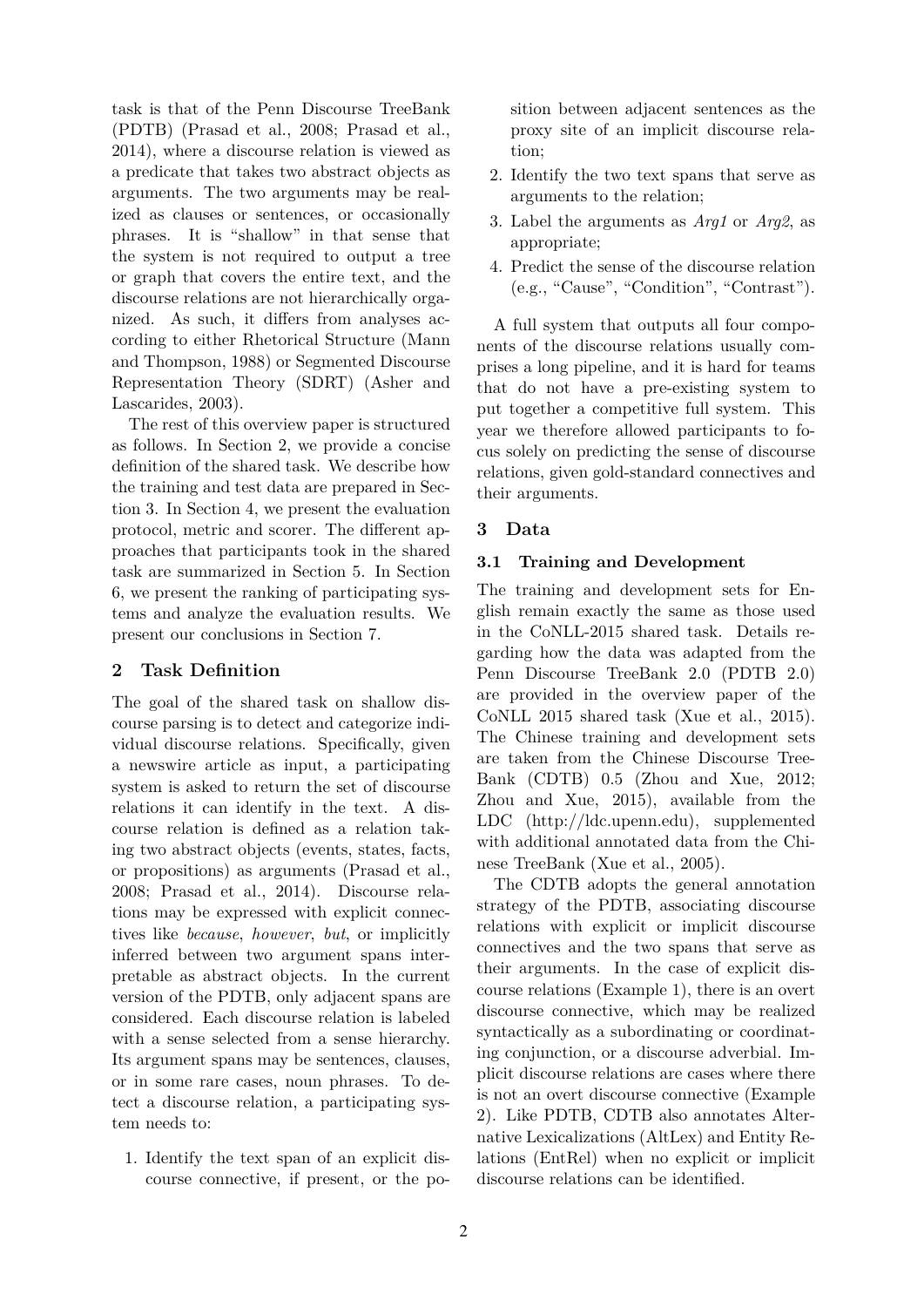task is that of the Penn Discourse TreeBank (PDTB) (Prasad et al., 2008; Prasad et al., 2014), where a discourse relation is viewed as a predicate that takes two abstract objects as arguments. The two arguments may be realized as clauses or sentences, or occasionally phrases. It is "shallow" in that sense that the system is not required to output a tree or graph that covers the entire text, and the discourse relations are not hierarchically organized. As such, it differs from analyses according to either Rhetorical Structure (Mann and Thompson, 1988) or Segmented Discourse Representation Theory (SDRT) (Asher and Lascarides, 2003).

The rest of this overview paper is structured as follows. In Section 2, we provide a concise definition of the shared task. We describe how the training and test data are prepared in Section 3. In Section 4, we present the evaluation protocol, metric and scorer. The different approaches that participants took in the shared task are summarized in Section 5. In Section 6, we present the ranking of participating systems and analyze the evaluation results. We present our conclusions in Section 7.

## 2 Task Definition

The goal of the shared task on shallow discourse parsing is to detect and categorize individual discourse relations. Specifically, given a newswire article as input, a participating system is asked to return the set of discourse relations it can identify in the text. A discourse relation is defined as a relation taking two abstract objects (events, states, facts, or propositions) as arguments (Prasad et al., 2008; Prasad et al., 2014). Discourse relations may be expressed with explicit connectives like *because*, *however*, *but*, or implicitly inferred between two argument spans interpretable as abstract objects. In the current version of the PDTB, only adjacent spans are considered. Each discourse relation is labeled with a sense selected from a sense hierarchy. Its argument spans may be sentences, clauses, or in some rare cases, noun phrases. To detect a discourse relation, a participating system needs to:

1. Identify the text span of an explicit discourse connective, if present, or the position between adjacent sentences as the proxy site of an implicit discourse relation;
2. Identify the two text spans that serve as arguments to the relation;
3. Label the arguments as *Arg1* or *Arg2*, as appropriate;
4. Predict the sense of the discourse relation (e.g., "Cause", "Condition", "Contrast").

A full system that outputs all four components of the discourse relations usually comprises a long pipeline, and it is hard for teams that do not have a pre-existing system to put together a competitive full system. This year we therefore allowed participants to focus solely on predicting the sense of discourse relations, given gold-standard connectives and their arguments.

## 3 Data

### 3.1 Training and Development

The training and development sets for English remain exactly the same as those used in the CoNLL-2015 shared task. Details regarding how the data was adapted from the Penn Discourse TreeBank 2.0 (PDTB 2.0) are provided in the overview paper of the CoNLL 2015 shared task (Xue et al., 2015). The Chinese training and development sets are taken from the Chinese Discourse TreeBank (CDTB) 0.5 (Zhou and Xue, 2012; Zhou and Xue, 2015), available from the LDC (http://ldc.upenn.edu), supplemented with additional annotated data from the Chinese TreeBank (Xue et al., 2005).

The CDTB adopts the general annotation strategy of the PDTB, associating discourse relations with explicit or implicit discourse connectives and the two spans that serve as their arguments. In the case of explicit discourse relations (Example 1), there is an overt discourse connective, which may be realized syntactically as a subordinating or coordinating conjunction, or a discourse adverbial. Implicit discourse relations are cases where there is not an overt discourse connective (Example 2). Like PDTB, CDTB also annotates Alternative Lexicalizations (AltLex) and Entity Relations (EntRel) when no explicit or implicit discourse relations can be identified.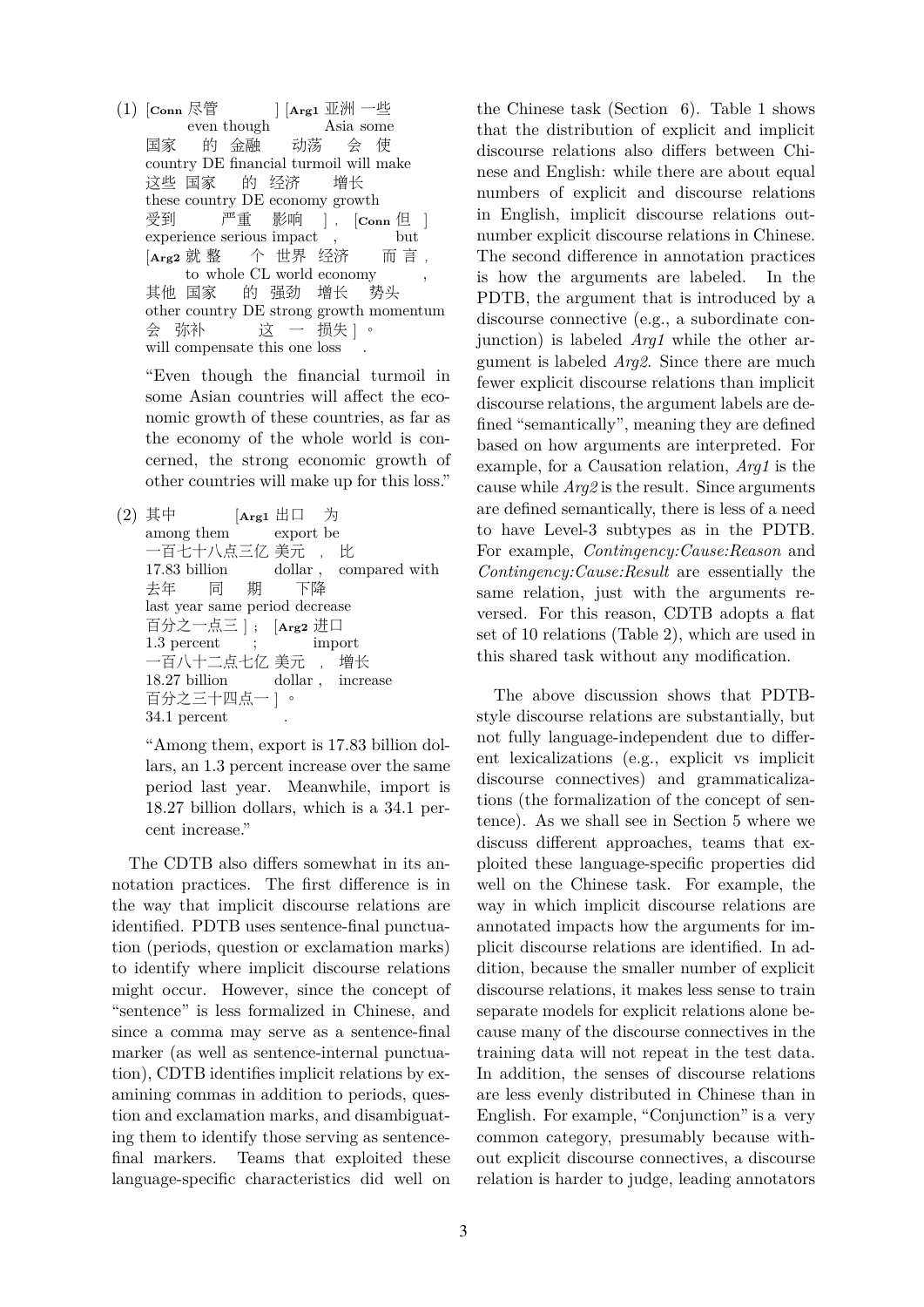(1) [**Conn** 尽管 ] [**Arg1** 亚洲 一些
even though Asia some
国家 的 金融 动荡 会 使
country DE financial turmoil will make
这些 国家 的 经济 增长
these country DE economy growth
受到 严重 影响 ] ， [**Conn** 但 ]
experience serious impact , but
[**Arg2** 就 整 个 世界 经济 而 言 ，
to whole CL world economy ,
其他 国家 的 强劲 增长 势头
other country DE strong growth momentum
会 弥补 这 一 损失 ] 。
will compensate this one loss .

"Even though the financial turmoil in some Asian countries will affect the economic growth of these countries, as far as the economy of the whole world is concerned, the strong economic growth of other countries will make up for this loss."

(2) 其中 [**Arg1** 出口 为
among them export be
一百七十八点三亿 美元 ， 比
17.83 billion dollar , compared with
去年 同 期 下降
last year same period decrease
百分之一点三 ] ； [**Arg2** 进口
1.3 percent ; import
一百八十二点七亿 美元 ， 增长
18.27 billion dollar , increase
百分之三十四点一 ] 。
34.1 percent .

"Among them, export is 17.83 billion dollars, an 1.3 percent increase over the same period last year. Meanwhile, import is 18.27 billion dollars, which is a 34.1 percent increase."

The CDTB also differs somewhat in its annotation practices. The first difference is in the way that implicit discourse relations are identified. PDTB uses sentence-final punctuation (periods, question or exclamation marks) to identify where implicit discourse relations might occur. However, since the concept of "sentence" is less formalized in Chinese, and since a comma may serve as a sentence-final marker (as well as sentence-internal punctuation), CDTB identifies implicit relations by examining commas in addition to periods, question and exclamation marks, and disambiguating them to identify those serving as sentence-final markers. Teams that exploited these language-specific characteristics did well on the Chinese task (Section 6). Table 1 shows that the distribution of explicit and implicit discourse relations also differs between Chinese and English: while there are about equal numbers of explicit and discourse relations in English, implicit discourse relations outnumber explicit discourse relations in Chinese. The second difference in annotation practices is how the arguments are labeled. In the PDTB, the argument that is introduced by a discourse connective (e.g., a subordinate conjunction) is labeled *Arg1* while the other argument is labeled *Arg2*. Since there are much fewer explicit discourse relations than implicit discourse relations, the argument labels are defined "semantically", meaning they are defined based on how arguments are interpreted. For example, for a Causation relation, *Arg1* is the cause while *Arg2* is the result. Since arguments are defined semantically, there is less of a need to have Level-3 subtypes as in the PDTB. For example, *Contingency:Cause:Reason* and *Contingency:Cause:Result* are essentially the same relation, just with the arguments reversed. For this reason, CDTB adopts a flat set of 10 relations (Table 2), which are used in this shared task without any modification.

The above discussion shows that PDTB-style discourse relations are substantially, but not fully language-independent due to different lexicalizations (e.g., explicit vs implicit discourse connectives) and grammaticalizations (the formalization of the concept of sentence). As we shall see in Section 5 where we discuss different approaches, teams that exploited these language-specific properties did well on the Chinese task. For example, the way in which implicit discourse relations are annotated impacts how the arguments for implicit discourse relations are identified. In addition, because the smaller number of explicit discourse relations, it makes less sense to train separate models for explicit relations alone because many of the discourse connectives in the training data will not repeat in the test data. In addition, the senses of discourse relations are less evenly distributed in Chinese than in English. For example, "Conjunction" is a very common category, presumably because without explicit discourse connectives, a discourse relation is harder to judge, leading annotators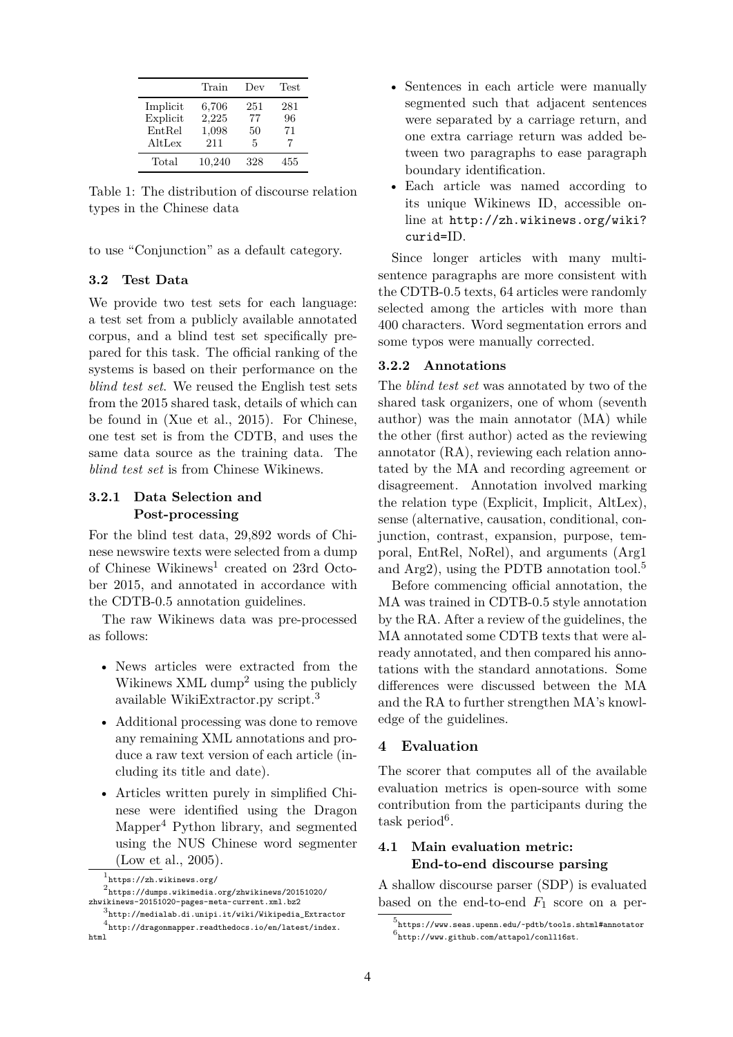| | Train | Dev | Test |
|---|---|---|---|
| Implicit | 6,706 | 251 | 281 |
| Explicit | 2,225 | 77 | 96 |
| EntRel | 1,098 | 50 | 71 |
| AltLex | 211 | 5 | 7 |
| Total | 10,240 | 328 | 455 |

Table 1: The distribution of discourse relation types in the Chinese data

to use "Conjunction" as a default category.

### 3.2 Test Data

We provide two test sets for each language: a test set from a publicly available annotated corpus, and a blind test set specifically prepared for this task. The official ranking of the systems is based on their performance on the *blind test set*. We reused the English test sets from the 2015 shared task, details of which can be found in (Xue et al., 2015). For Chinese, one test set is from the CDTB, and uses the same data source as the training data. The *blind test set* is from Chinese Wikinews.

#### 3.2.1 Data Selection and Post-processing

For the blind test data, 29,892 words of Chinese newswire texts were selected from a dump of Chinese Wikinews[1] created on 23rd October 2015, and annotated in accordance with the CDTB-0.5 annotation guidelines.

The raw Wikinews data was pre-processed as follows:

- News articles were extracted from the Wikinews XML dump[2] using the publicly available WikiExtractor.py script.[3]
- Additional processing was done to remove any remaining XML annotations and produce a raw text version of each article (including its title and date).
- Articles written purely in simplified Chinese were identified using the Dragon Mapper[4] Python library, and segmented using the NUS Chinese word segmenter (Low et al., 2005).
- Sentences in each article were manually segmented such that adjacent sentences were separated by a carriage return, and one extra carriage return was added between two paragraphs to ease paragraph boundary identification.
- Each article was named according to its unique Wikinews ID, accessible online at `http://zh.wikinews.org/wiki?curid=ID`.

Since longer articles with many multi-sentence paragraphs are more consistent with the CDTB-0.5 texts, 64 articles were randomly selected among the articles with more than 400 characters. Word segmentation errors and some typos were manually corrected.

#### 3.2.2 Annotations

The *blind test set* was annotated by two of the shared task organizers, one of whom (seventh author) was the main annotator (MA) while the other (first author) acted as the reviewing annotator (RA), reviewing each relation annotated by the MA and recording agreement or disagreement. Annotation involved marking the relation type (Explicit, Implicit, AltLex), sense (alternative, causation, conditional, conjunction, contrast, expansion, purpose, temporal, EntRel, NoRel), and arguments (Arg1 and Arg2), using the PDTB annotation tool.[5]

Before commencing official annotation, the MA was trained in CDTB-0.5 style annotation by the RA. After a review of the guidelines, the MA annotated some CDTB texts that were already annotated, and then compared his annotations with the standard annotations. Some differences were discussed between the MA and the RA to further strengthen MA's knowledge of the guidelines.

## 4 Evaluation

The scorer that computes all of the available evaluation metrics is open-source with some contribution from the participants during the task period[6].

### 4.1 Main evaluation metric: End-to-end discourse parsing

A shallow discourse parser (SDP) is evaluated based on the end-to-end $F_1$ score on a per-

[1] https://zh.wikinews.org/

[2] https://dumps.wikimedia.org/zhwikinews/20151020/zhwikinews-20151020-pages-meta-current.xml.bz2

[3] http://medialab.di.unipi.it/wiki/Wikipedia_Extractor

[4] http://dragonmapper.readthedocs.io/en/latest/index.html

[5] https://www.seas.upenn.edu/~pdtb/tools.shtml#annotator

[6] http://www.github.com/attapol/conll16st.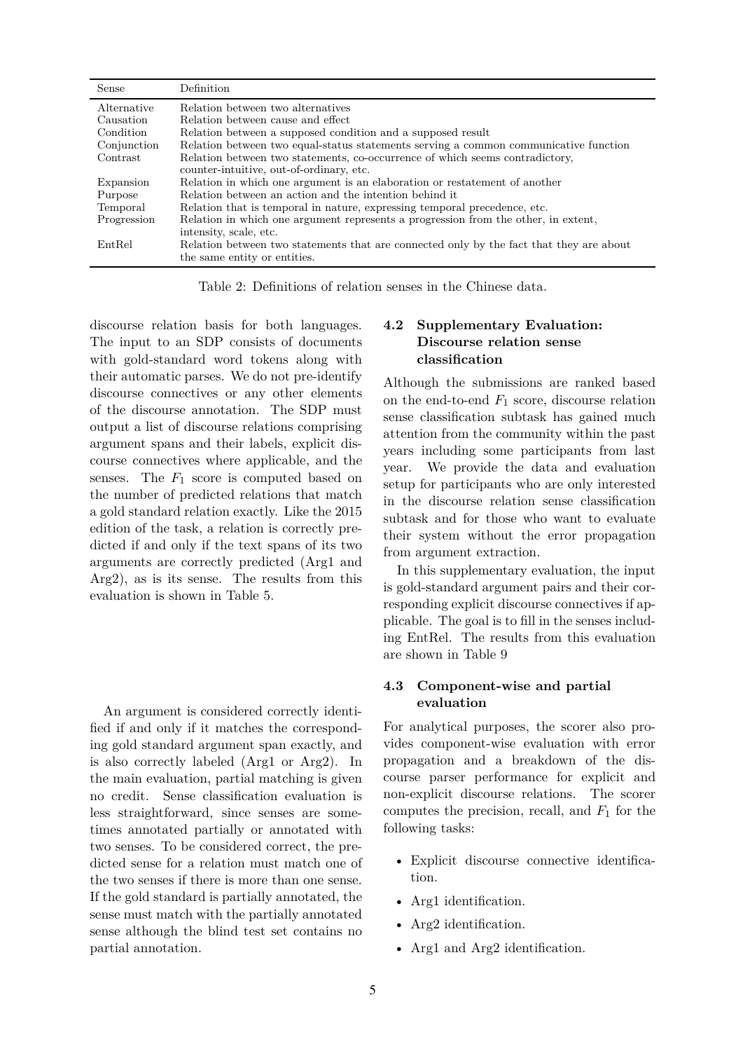| Sense | Definition |
|---|---|
| Alternative | Relation between two alternatives |
| Causation | Relation between cause and effect |
| Condition | Relation between a supposed condition and a supposed result |
| Conjunction | Relation between two equal-status statements serving a common communicative function |
| Contrast | Relation between two statements, co-occurrence of which seems contradictory, counter-intuitive, out-of-ordinary, etc. |
| Expansion | Relation in which one argument is an elaboration or restatement of another |
| Purpose | Relation between an action and the intention behind it |
| Temporal | Relation that is temporal in nature, expressing temporal precedence, etc. |
| Progression | Relation in which one argument represents a progression from the other, in extent, intensity, scale, etc. |
| EntRel | Relation between two statements that are connected only by the fact that they are about the same entity or entities. |

Table 2: Definitions of relation senses in the Chinese data.

discourse relation basis for both languages. The input to an SDP consists of documents with gold-standard word tokens along with their automatic parses. We do not pre-identify discourse connectives or any other elements of the discourse annotation. The SDP must output a list of discourse relations comprising argument spans and their labels, explicit discourse connectives where applicable, and the senses. The $F_1$ score is computed based on the number of predicted relations that match a gold standard relation exactly. Like the 2015 edition of the task, a relation is correctly predicted if and only if the text spans of its two arguments are correctly predicted (Arg1 and Arg2), as is its sense. The results from this evaluation is shown in Table 5.

An argument is considered correctly identified if and only if it matches the corresponding gold standard argument span exactly, and is also correctly labeled (Arg1 or Arg2). In the main evaluation, partial matching is given no credit. Sense classification evaluation is less straightforward, since senses are sometimes annotated partially or annotated with two senses. To be considered correct, the predicted sense for a relation must match one of the two senses if there is more than one sense. If the gold standard is partially annotated, the sense must match with the partially annotated sense although the blind test set contains no partial annotation.

### 4.2 Supplementary Evaluation: Discourse relation sense classification

Although the submissions are ranked based on the end-to-end $F_1$ score, discourse relation sense classification subtask has gained much attention from the community within the past years including some participants from last year. We provide the data and evaluation setup for participants who are only interested in the discourse relation sense classification subtask and for those who want to evaluate their system without the error propagation from argument extraction.

In this supplementary evaluation, the input is gold-standard argument pairs and their corresponding explicit discourse connectives if applicable. The goal is to fill in the senses including EntRel. The results from this evaluation are shown in Table 9

### 4.3 Component-wise and partial evaluation

For analytical purposes, the scorer also provides component-wise evaluation with error propagation and a breakdown of the discourse parser performance for explicit and non-explicit discourse relations. The scorer computes the precision, recall, and $F_1$ for the following tasks:

- Explicit discourse connective identification.
- Arg1 identification.
- Arg2 identification.
- Arg1 and Arg2 identification.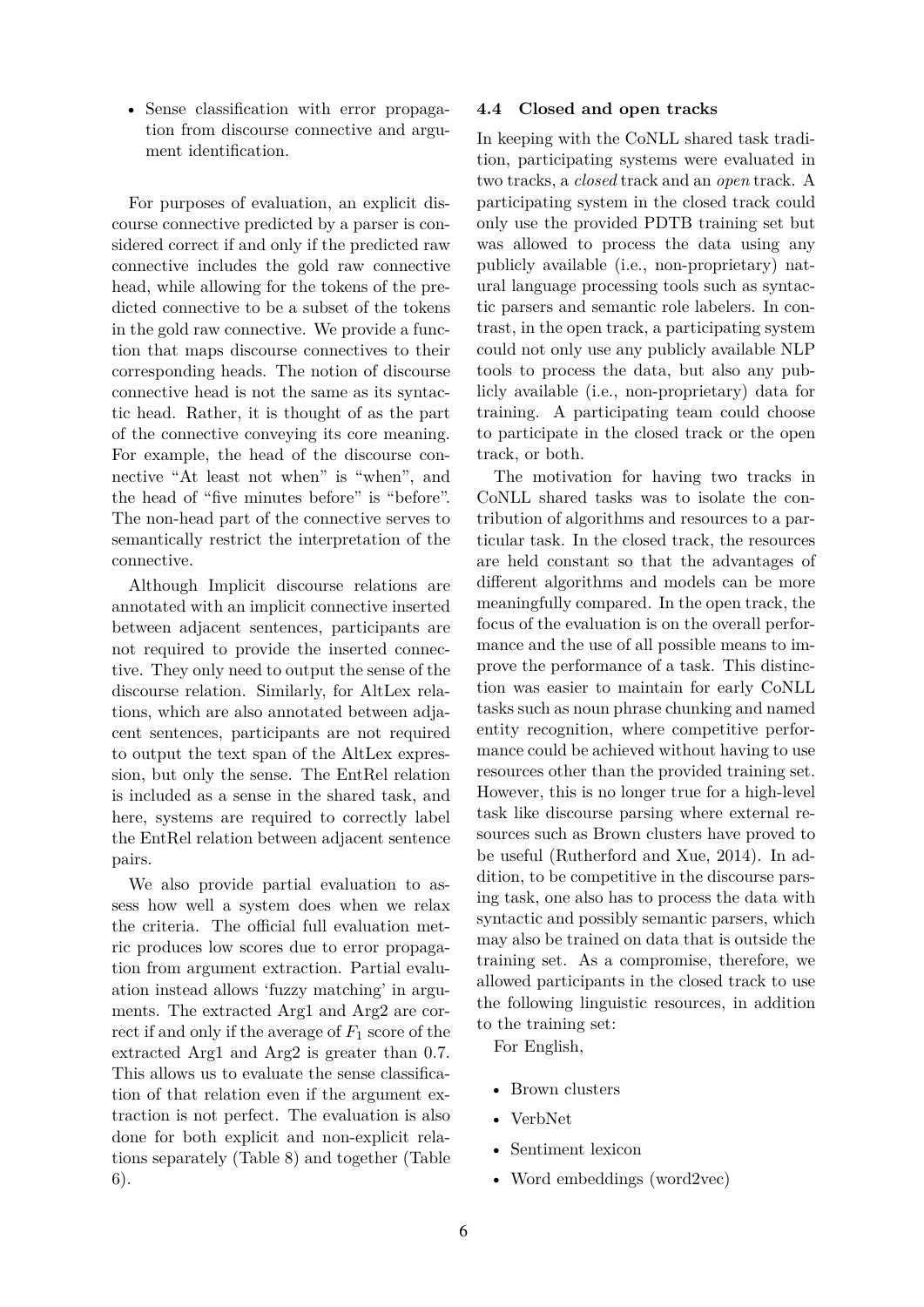- Sense classification with error propagation from discourse connective and argument identification.

For purposes of evaluation, an explicit discourse connective predicted by a parser is considered correct if and only if the predicted raw connective includes the gold raw connective head, while allowing for the tokens of the predicted connective to be a subset of the tokens in the gold raw connective. We provide a function that maps discourse connectives to their corresponding heads. The notion of discourse connective head is not the same as its syntactic head. Rather, it is thought of as the part of the connective conveying its core meaning. For example, the head of the discourse connective "At least not when" is "when", and the head of "five minutes before" is "before". The non-head part of the connective serves to semantically restrict the interpretation of the connective.

Although Implicit discourse relations are annotated with an implicit connective inserted between adjacent sentences, participants are not required to provide the inserted connective. They only need to output the sense of the discourse relation. Similarly, for AltLex relations, which are also annotated between adjacent sentences, participants are not required to output the text span of the AltLex expression, but only the sense. The EntRel relation is included as a sense in the shared task, and here, systems are required to correctly label the EntRel relation between adjacent sentence pairs.

We also provide partial evaluation to assess how well a system does when we relax the criteria. The official full evaluation metric produces low scores due to error propagation from argument extraction. Partial evaluation instead allows 'fuzzy matching' in arguments. The extracted Arg1 and Arg2 are correct if and only if the average of $F_1$ score of the extracted Arg1 and Arg2 is greater than 0.7. This allows us to evaluate the sense classification of that relation even if the argument extraction is not perfect. The evaluation is also done for both explicit and non-explicit relations separately (Table 8) and together (Table 6).

### 4.4 Closed and open tracks

In keeping with the CoNLL shared task tradition, participating systems were evaluated in two tracks, a *closed* track and an *open* track. A participating system in the closed track could only use the provided PDTB training set but was allowed to process the data using any publicly available (i.e., non-proprietary) natural language processing tools such as syntactic parsers and semantic role labelers. In contrast, in the open track, a participating system could not only use any publicly available NLP tools to process the data, but also any publicly available (i.e., non-proprietary) data for training. A participating team could choose to participate in the closed track or the open track, or both.

The motivation for having two tracks in CoNLL shared tasks was to isolate the contribution of algorithms and resources to a particular task. In the closed track, the resources are held constant so that the advantages of different algorithms and models can be more meaningfully compared. In the open track, the focus of the evaluation is on the overall performance and the use of all possible means to improve the performance of a task. This distinction was easier to maintain for early CoNLL tasks such as noun phrase chunking and named entity recognition, where competitive performance could be achieved without having to use resources other than the provided training set. However, this is no longer true for a high-level task like discourse parsing where external resources such as Brown clusters have proved to be useful (Rutherford and Xue, 2014). In addition, to be competitive in the discourse parsing task, one also has to process the data with syntactic and possibly semantic parsers, which may also be trained on data that is outside the training set. As a compromise, therefore, we allowed participants in the closed track to use the following linguistic resources, in addition to the training set:

For English,

- Brown clusters
- VerbNet
- Sentiment lexicon
- Word embeddings (word2vec)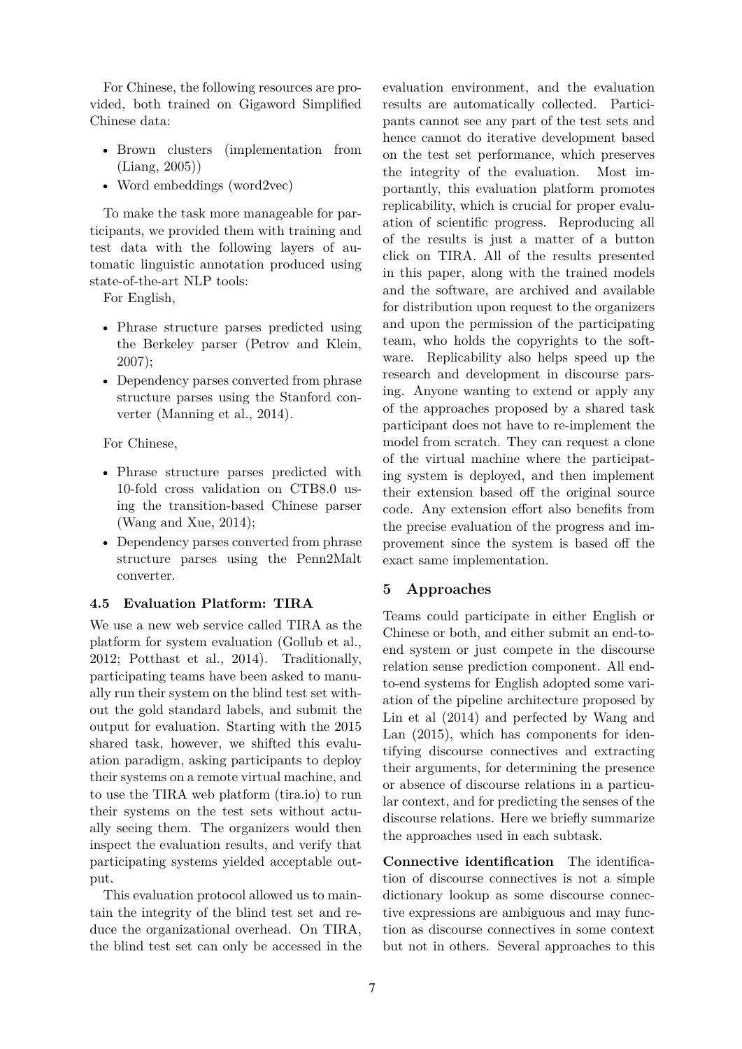For Chinese, the following resources are provided, both trained on Gigaword Simplified Chinese data:

- Brown clusters (implementation from (Liang, 2005))
- Word embeddings (word2vec)

To make the task more manageable for participants, we provided them with training and test data with the following layers of automatic linguistic annotation produced using state-of-the-art NLP tools:

For English,

- Phrase structure parses predicted using the Berkeley parser (Petrov and Klein, 2007);
- Dependency parses converted from phrase structure parses using the Stanford converter (Manning et al., 2014).

For Chinese,

- Phrase structure parses predicted with 10-fold cross validation on CTB8.0 using the transition-based Chinese parser (Wang and Xue, 2014);
- Dependency parses converted from phrase structure parses using the Penn2Malt converter.

### 4.5 Evaluation Platform: TIRA

We use a new web service called TIRA as the platform for system evaluation (Gollub et al., 2012; Potthast et al., 2014). Traditionally, participating teams have been asked to manually run their system on the blind test set without the gold standard labels, and submit the output for evaluation. Starting with the 2015 shared task, however, we shifted this evaluation paradigm, asking participants to deploy their systems on a remote virtual machine, and to use the TIRA web platform (tira.io) to run their systems on the test sets without actually seeing them. The organizers would then inspect the evaluation results, and verify that participating systems yielded acceptable output.

This evaluation protocol allowed us to maintain the integrity of the blind test set and reduce the organizational overhead. On TIRA, the blind test set can only be accessed in the evaluation environment, and the evaluation results are automatically collected. Participants cannot see any part of the test sets and hence cannot do iterative development based on the test set performance, which preserves the integrity of the evaluation. Most importantly, this evaluation platform promotes replicability, which is crucial for proper evaluation of scientific progress. Reproducing all of the results is just a matter of a button click on TIRA. All of the results presented in this paper, along with the trained models and the software, are archived and available for distribution upon request to the organizers and upon the permission of the participating team, who holds the copyrights to the software. Replicability also helps speed up the research and development in discourse parsing. Anyone wanting to extend or apply any of the approaches proposed by a shared task participant does not have to re-implement the model from scratch. They can request a clone of the virtual machine where the participating system is deployed, and then implement their extension based off the original source code. Any extension effort also benefits from the precise evaluation of the progress and improvement since the system is based off the exact same implementation.

## 5 Approaches

Teams could participate in either English or Chinese or both, and either submit an end-to-end system or just compete in the discourse relation sense prediction component. All end-to-end systems for English adopted some variation of the pipeline architecture proposed by Lin et al (2014) and perfected by Wang and Lan (2015), which has components for identifying discourse connectives and extracting their arguments, for determining the presence or absence of discourse relations in a particular context, and for predicting the senses of the discourse relations. Here we briefly summarize the approaches used in each subtask.

**Connective identification** The identification of discourse connectives is not a simple dictionary lookup as some discourse connective expressions are ambiguous and may function as discourse connectives in some context but not in others. Several approaches to this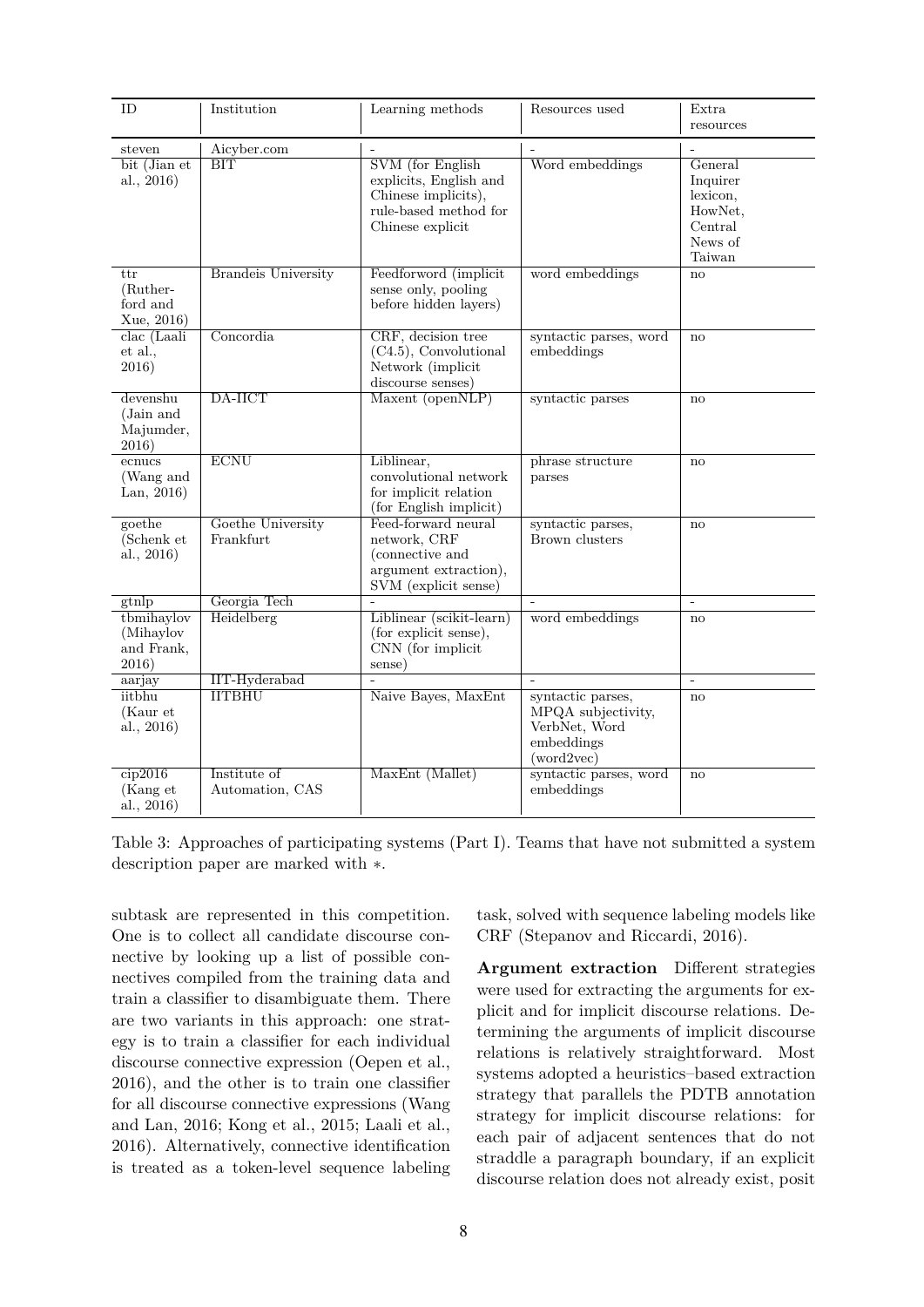| ID | Institution | Learning methods | Resources used | Extra resources |
|---|---|---|---|---|
| steven | Aicyber.com | - | - | - |
| bit (Jian et al., 2016) | BIT | SVM (for English explicits, English and Chinese implicits), rule-based method for Chinese explicit | Word embeddings | General Inquirer lexicon, HowNet, Central News of Taiwan |
| ttr (Rutherford and Xue, 2016) | Brandeis University | Feedforword (implicit sense only, pooling before hidden layers) | word embeddings | no |
| clac (Laali et al., 2016) | Concordia | CRF, decision tree (C4.5), Convolutional Network (implicit discourse senses) | syntactic parses, word embeddings | no |
| devenshu (Jain and Majumder, 2016) | DA-IICT | Maxent (openNLP) | syntactic parses | no |
| ecnucs (Wang and Lan, 2016) | ECNU | Liblinear, convolutional network for implicit relation (for English implicit) | phrase structure parses | no |
| goethe (Schenk et al., 2016) | Goethe University Frankfurt | Feed-forward neural network, CRF (connective and argument extraction), SVM (explicit sense) | syntactic parses, Brown clusters | no |
| gtnlp | Georgia Tech | - | - | - |
| tbmihaylov (Mihaylov and Frank, 2016) | Heidelberg | Liblinear (scikit-learn) (for explicit sense), CNN (for implicit sense) | word embeddings | no |
| aarjay | IIT-Hyderabad | - | - | - |
| iitbhu (Kaur et al., 2016) | IITBHU | Naive Bayes, MaxEnt | syntactic parses, MPQA subjectivity, VerbNet, Word embeddings (word2vec) | no |
| cip2016 (Kang et al., 2016) | Institute of Automation, CAS | MaxEnt (Mallet) | syntactic parses, word embeddings | no |

Table 3: Approaches of participating systems (Part I). Teams that have not submitted a system description paper are marked with ∗.

subtask are represented in this competition. One is to collect all candidate discourse connective by looking up a list of possible connectives compiled from the training data and train a classifier to disambiguate them. There are two variants in this approach: one strategy is to train a classifier for each individual discourse connective expression (Oepen et al., 2016), and the other is to train one classifier for all discourse connective expressions (Wang and Lan, 2016; Kong et al., 2015; Laali et al., 2016). Alternatively, connective identification is treated as a token-level sequence labeling task, solved with sequence labeling models like CRF (Stepanov and Riccardi, 2016).

**Argument extraction** Different strategies were used for extracting the arguments for explicit and for implicit discourse relations. Determining the arguments of implicit discourse relations is relatively straightforward. Most systems adopted a heuristics–based extraction strategy that parallels the PDTB annotation strategy for implicit discourse relations: for each pair of adjacent sentences that do not straddle a paragraph boundary, if an explicit discourse relation does not already exist, posit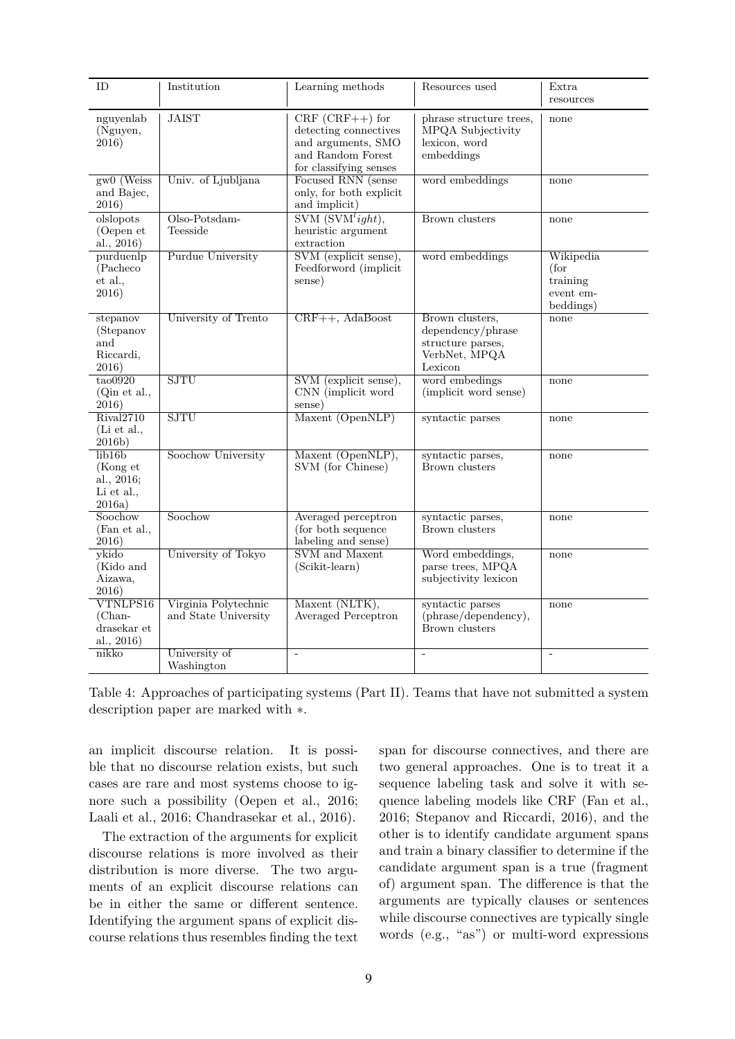| ID | Institution | Learning methods | Resources used | Extra resources |
|---|---|---|---|---|
| nguyenlab (Nguyen, 2016) | JAIST | CRF (CRF++) for detecting connectives and arguments, SMO and Random Forest for classifying senses | phrase structure trees, MPQA Subjectivity lexicon, word embeddings | none |
| gw0 (Weiss and Bajec, 2016) | Univ. of Ljubljana | Focused RNN (sense only, for both explicit and implicit) | word embeddings | none |
| olslopots (Oepen et al., 2016) | Olso-Potsdam-Teesside | SVM ($SVM^light$), heuristic argument extraction | Brown clusters | none |
| purduenlp (Pacheco et al., 2016) | Purdue University | SVM (explicit sense), Feedforword (implicit sense) | word embeddings | Wikipedia (for training event embeddings) |
| stepanov (Stepanov and Riccardi, 2016) | University of Trento | CRF++, AdaBoost | Brown clusters, dependency/phrase structure parses, VerbNet, MPQA Lexicon | none |
| tao0920 (Qin et al., 2016) | SJTU | SVM (explicit sense), CNN (implicit word sense) | word embedings (implicit word sense) | none |
| Rival2710 (Li et al., 2016b) | SJTU | Maxent (OpenNLP) | syntactic parses | none |
| lib16b (Kong et al., 2016; Li et al., 2016a) | Soochow University | Maxent (OpenNLP), SVM (for Chinese) | syntactic parses, Brown clusters | none |
| Soochow (Fan et al., 2016) | Soochow | Averaged perceptron (for both sequence labeling and sense) | syntactic parses, Brown clusters | none |
| ykido (Kido and Aizawa, 2016) | University of Tokyo | SVM and Maxent (Scikit-learn) | Word embeddings, parse trees, MPQA subjectivity lexicon | none |
| VTNLPS16 (Chandrasekar et al., 2016) | Virginia Polytechnic and State University | Maxent (NLTK), Averaged Perceptron | syntactic parses (phrase/dependency), Brown clusters | none |
| nikko | University of Washington | - | - | - |

Table 4: Approaches of participating systems (Part II). Teams that have not submitted a system description paper are marked with ∗.

an implicit discourse relation. It is possible that no discourse relation exists, but such cases are rare and most systems choose to ignore such a possibility (Oepen et al., 2016; Laali et al., 2016; Chandrasekar et al., 2016).

The extraction of the arguments for explicit discourse relations is more involved as their distribution is more diverse. The two arguments of an explicit discourse relations can be in either the same or different sentence. Identifying the argument spans of explicit discourse relations thus resembles finding the text span for discourse connectives, and there are two general approaches. One is to treat it a sequence labeling task and solve it with sequence labeling models like CRF (Fan et al., 2016; Stepanov and Riccardi, 2016), and the other is to identify candidate argument spans and train a binary classifier to determine if the candidate argument span is a true (fragment of) argument span. The difference is that the arguments are typically clauses or sentences while discourse connectives are typically single words (e.g., "as") or multi-word expressions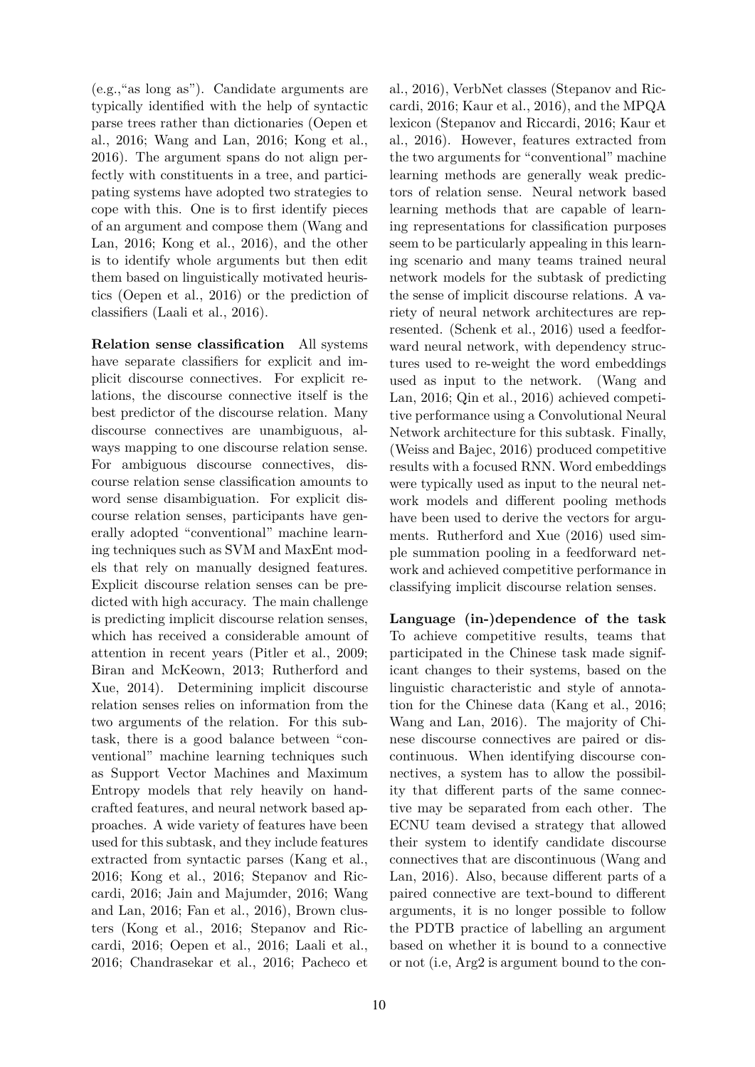(e.g.,"as long as"). Candidate arguments are typically identified with the help of syntactic parse trees rather than dictionaries (Oepen et al., 2016; Wang and Lan, 2016; Kong et al., 2016). The argument spans do not align perfectly with constituents in a tree, and participating systems have adopted two strategies to cope with this. One is to first identify pieces of an argument and compose them (Wang and Lan, 2016; Kong et al., 2016), and the other is to identify whole arguments but then edit them based on linguistically motivated heuristics (Oepen et al., 2016) or the prediction of classifiers (Laali et al., 2016).

**Relation sense classification** All systems have separate classifiers for explicit and implicit discourse connectives. For explicit relations, the discourse connective itself is the best predictor of the discourse relation. Many discourse connectives are unambiguous, always mapping to one discourse relation sense. For ambiguous discourse connectives, discourse relation sense classification amounts to word sense disambiguation. For explicit discourse relation senses, participants have generally adopted "conventional" machine learning techniques such as SVM and MaxEnt models that rely on manually designed features. Explicit discourse relation senses can be predicted with high accuracy. The main challenge is predicting implicit discourse relation senses, which has received a considerable amount of attention in recent years (Pitler et al., 2009; Biran and McKeown, 2013; Rutherford and Xue, 2014). Determining implicit discourse relation senses relies on information from the two arguments of the relation. For this subtask, there is a good balance between "conventional" machine learning techniques such as Support Vector Machines and Maximum Entropy models that rely heavily on handcrafted features, and neural network based approaches. A wide variety of features have been used for this subtask, and they include features extracted from syntactic parses (Kang et al., 2016; Kong et al., 2016; Stepanov and Riccardi, 2016; Jain and Majumder, 2016; Wang and Lan, 2016; Fan et al., 2016), Brown clusters (Kong et al., 2016; Stepanov and Riccardi, 2016; Oepen et al., 2016; Laali et al., 2016; Chandrasekar et al., 2016; Pacheco et al., 2016), VerbNet classes (Stepanov and Riccardi, 2016; Kaur et al., 2016), and the MPQA lexicon (Stepanov and Riccardi, 2016; Kaur et al., 2016). However, features extracted from the two arguments for "conventional" machine learning methods are generally weak predictors of relation sense. Neural network based learning methods that are capable of learning representations for classification purposes seem to be particularly appealing in this learning scenario and many teams trained neural network models for the subtask of predicting the sense of implicit discourse relations. A variety of neural network architectures are represented. (Schenk et al., 2016) used a feedforward neural network, with dependency structures used to re-weight the word embeddings used as input to the network. (Wang and Lan, 2016; Qin et al., 2016) achieved competitive performance using a Convolutional Neural Network architecture for this subtask. Finally, (Weiss and Bajec, 2016) produced competitive results with a focused RNN. Word embeddings were typically used as input to the neural network models and different pooling methods have been used to derive the vectors for arguments. Rutherford and Xue (2016) used simple summation pooling in a feedforward network and achieved competitive performance in classifying implicit discourse relation senses.

**Language (in-)dependence of the task** To achieve competitive results, teams that participated in the Chinese task made significant changes to their systems, based on the linguistic characteristic and style of annotation for the Chinese data (Kang et al., 2016; Wang and Lan, 2016). The majority of Chinese discourse connectives are paired or discontinuous. When identifying discourse connectives, a system has to allow the possibility that different parts of the same connective may be separated from each other. The ECNU team devised a strategy that allowed their system to identify candidate discourse connectives that are discontinuous (Wang and Lan, 2016). Also, because different parts of a paired connective are text-bound to different arguments, it is no longer possible to follow the PDTB practice of labelling an argument based on whether it is bound to a connective or not (i.e, Arg2 is argument bound to the con-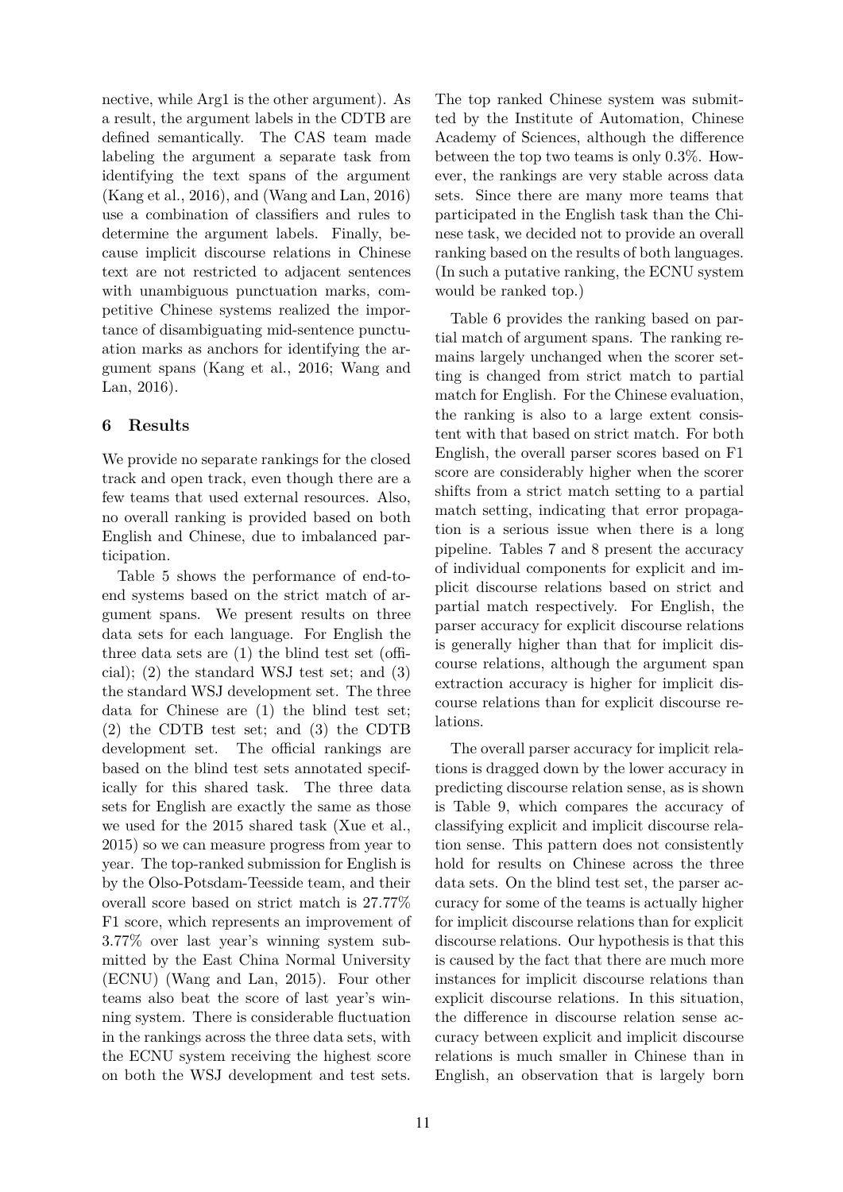nective, while Arg1 is the other argument). As a result, the argument labels in the CDTB are defined semantically. The CAS team made labeling the argument a separate task from identifying the text spans of the argument (Kang et al., 2016), and (Wang and Lan, 2016) use a combination of classifiers and rules to determine the argument labels. Finally, because implicit discourse relations in Chinese text are not restricted to adjacent sentences with unambiguous punctuation marks, competitive Chinese systems realized the importance of disambiguating mid-sentence punctuation marks as anchors for identifying the argument spans (Kang et al., 2016; Wang and Lan, 2016).

## 6 Results

We provide no separate rankings for the closed track and open track, even though there are a few teams that used external resources. Also, no overall ranking is provided based on both English and Chinese, due to imbalanced participation.

Table 5 shows the performance of end-to-end systems based on the strict match of argument spans. We present results on three data sets for each language. For English the three data sets are (1) the blind test set (official); (2) the standard WSJ test set; and (3) the standard WSJ development set. The three data for Chinese are (1) the blind test set; (2) the CDTB test set; and (3) the CDTB development set. The official rankings are based on the blind test sets annotated specifically for this shared task. The three data sets for English are exactly the same as those we used for the 2015 shared task (Xue et al., 2015) so we can measure progress from year to year. The top-ranked submission for English is by the Olso-Potsdam-Teesside team, and their overall score based on strict match is 27.77% F1 score, which represents an improvement of 3.77% over last year's winning system submitted by the East China Normal University (ECNU) (Wang and Lan, 2015). Four other teams also beat the score of last year's winning system. There is considerable fluctuation in the rankings across the three data sets, with the ECNU system receiving the highest score on both the WSJ development and test sets. The top ranked Chinese system was submitted by the Institute of Automation, Chinese Academy of Sciences, although the difference between the top two teams is only 0.3%. However, the rankings are very stable across data sets. Since there are many more teams that participated in the English task than the Chinese task, we decided not to provide an overall ranking based on the results of both languages. (In such a putative ranking, the ECNU system would be ranked top.)

Table 6 provides the ranking based on partial match of argument spans. The ranking remains largely unchanged when the scorer setting is changed from strict match to partial match for English. For the Chinese evaluation, the ranking is also to a large extent consistent with that based on strict match. For both English, the overall parser scores based on F1 score are considerably higher when the scorer shifts from a strict match setting to a partial match setting, indicating that error propagation is a serious issue when there is a long pipeline. Tables 7 and 8 present the accuracy of individual components for explicit and implicit discourse relations based on strict and partial match respectively. For English, the parser accuracy for explicit discourse relations is generally higher than that for implicit discourse relations, although the argument span extraction accuracy is higher for implicit discourse relations than for explicit discourse relations.

The overall parser accuracy for implicit relations is dragged down by the lower accuracy in predicting discourse relation sense, as is shown is Table 9, which compares the accuracy of classifying explicit and implicit discourse relation sense. This pattern does not consistently hold for results on Chinese across the three data sets. On the blind test set, the parser accuracy for some of the teams is actually higher for implicit discourse relations than for explicit discourse relations. Our hypothesis is that this is caused by the fact that there are much more instances for implicit discourse relations than explicit discourse relations. In this situation, the difference in discourse relation sense accuracy between explicit and implicit discourse relations is much smaller in Chinese than in English, an observation that is largely born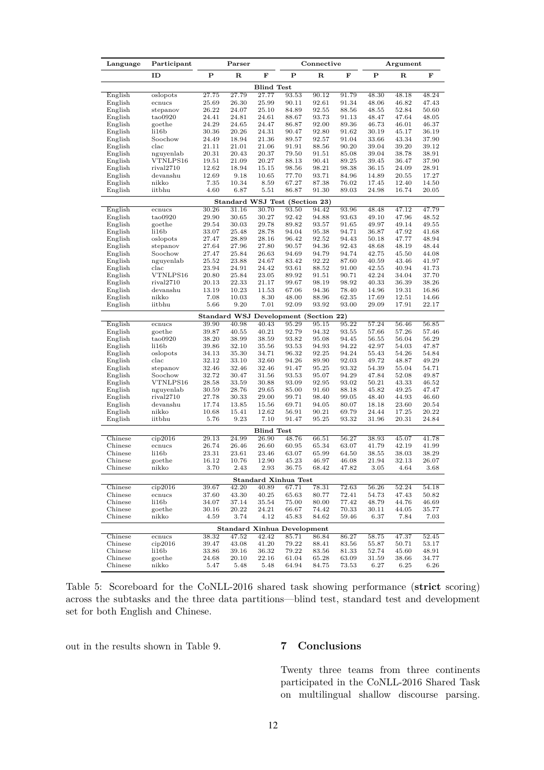| Language | Participant | Parser | | | Connective | | | Argument | | |
|---|---|---|---|---|---|---|---|---|---|---|
| | ID | P | R | F | P | R | F | P | R | F |
| | | | | | **Blind Test** | | | | | |
| English | oslopots | 27.75 | 27.79 | 27.77 | 93.53 | 90.12 | 91.79 | 48.30 | 48.18 | 48.24 |
| English | ecnucs | 25.69 | 26.30 | 25.99 | 90.11 | 92.61 | 91.34 | 48.06 | 46.82 | 47.43 |
| English | stepanov | 26.22 | 24.07 | 25.10 | 84.89 | 92.55 | 88.56 | 48.55 | 52.84 | 50.60 |
| English | tao0920 | 24.41 | 24.81 | 24.61 | 88.67 | 93.73 | 91.13 | 48.47 | 47.64 | 48.05 |
| English | goethe | 24.29 | 24.65 | 24.47 | 86.87 | 92.00 | 89.36 | 46.73 | 46.01 | 46.37 |
| English | li16b | 30.36 | 20.26 | 24.31 | 90.47 | 92.80 | 91.62 | 30.19 | 45.17 | 36.19 |
| English | Soochow | 24.49 | 18.94 | 21.36 | 89.57 | 92.57 | 91.04 | 33.66 | 43.34 | 37.90 |
| English | clac | 21.11 | 21.01 | 21.06 | 91.91 | 88.56 | 90.20 | 39.04 | 39.20 | 39.12 |
| English | nguyenlab | 20.31 | 20.43 | 20.37 | 79.50 | 91.51 | 85.08 | 39.04 | 38.78 | 38.91 |
| English | VTNLPS16 | 19.51 | 21.09 | 20.27 | 88.13 | 90.41 | 89.25 | 39.45 | 36.47 | 37.90 |
| English | rival2710 | 12.62 | 18.94 | 15.15 | 98.56 | 98.21 | 98.38 | 36.15 | 24.09 | 28.91 |
| English | devanshu | 12.69 | 9.18 | 10.65 | 77.70 | 93.71 | 84.96 | 14.89 | 20.55 | 17.27 |
| English | nikko | 7.35 | 10.34 | 8.59 | 67.27 | 87.38 | 76.02 | 17.45 | 12.40 | 14.50 |
| English | iitbhu | 4.60 | 6.87 | 5.51 | 86.87 | 91.30 | 89.03 | 24.98 | 16.74 | 20.05 |
| | | | | | **Standard WSJ Test (Section 23)** | | | | | |
| English | ecnucs | 30.26 | 31.16 | 30.70 | 93.50 | 94.42 | 93.96 | 48.48 | 47.12 | 47.79 |
| English | tao0920 | 29.90 | 30.65 | 30.27 | 92.42 | 94.88 | 93.63 | 49.10 | 47.96 | 48.52 |
| English | goethe | 29.54 | 30.03 | 29.78 | 89.82 | 93.57 | 91.65 | 49.97 | 49.14 | 49.55 |
| English | li16b | 33.07 | 25.48 | 28.78 | 94.04 | 95.38 | 94.71 | 36.87 | 47.92 | 41.68 |
| English | oslopots | 27.47 | 28.89 | 28.16 | 96.42 | 92.52 | 94.43 | 50.18 | 47.77 | 48.94 |
| English | stepanov | 27.64 | 27.96 | 27.80 | 90.57 | 94.36 | 92.43 | 48.68 | 48.19 | 48.44 |
| English | Soochow | 27.47 | 25.84 | 26.63 | 94.69 | 94.79 | 94.74 | 42.75 | 45.50 | 44.08 |
| English | nguyenlab | 25.52 | 23.88 | 24.67 | 83.42 | 92.22 | 87.60 | 40.59 | 43.46 | 41.97 |
| English | clac | 23.94 | 24.91 | 24.42 | 93.61 | 88.52 | 91.00 | 42.55 | 40.94 | 41.73 |
| English | VTNLPS16 | 20.80 | 25.84 | 23.05 | 89.92 | 91.51 | 90.71 | 42.24 | 34.04 | 37.70 |
| English | rival2710 | 20.13 | 22.33 | 21.17 | 99.67 | 98.19 | 98.92 | 40.33 | 36.39 | 38.26 |
| English | devanshu | 13.19 | 10.23 | 11.53 | 67.06 | 94.36 | 78.40 | 14.96 | 19.31 | 16.86 |
| English | nikko | 7.08 | 10.03 | 8.30 | 48.00 | 88.96 | 62.35 | 17.69 | 12.51 | 14.66 |
| English | iitbhu | 5.66 | 9.20 | 7.01 | 92.09 | 93.92 | 93.00 | 29.09 | 17.91 | 22.17 |
| | | | | | **Standard WSJ Development (Section 22)** | | | | | |
| English | ecnucs | 39.90 | 40.98 | 40.43 | 95.29 | 95.15 | 95.22 | 57.24 | 56.46 | 56.85 |
| English | goethe | 39.87 | 40.55 | 40.21 | 92.79 | 94.32 | 93.55 | 57.66 | 57.26 | 57.46 |
| English | tao0920 | 38.20 | 38.99 | 38.59 | 93.82 | 95.08 | 94.45 | 56.55 | 56.04 | 56.29 |
| English | li16b | 39.86 | 32.10 | 35.56 | 93.53 | 94.93 | 94.22 | 42.97 | 54.03 | 47.87 |
| English | oslopots | 34.13 | 35.30 | 34.71 | 96.32 | 92.25 | 94.24 | 55.43 | 54.26 | 54.84 |
| English | clac | 32.12 | 33.10 | 32.60 | 94.26 | 89.90 | 92.03 | 49.72 | 48.87 | 49.29 |
| English | stepanov | 32.46 | 32.46 | 32.46 | 91.47 | 95.25 | 93.32 | 54.39 | 55.04 | 54.71 |
| English | Soochow | 32.72 | 30.47 | 31.56 | 93.53 | 95.07 | 94.29 | 47.84 | 52.08 | 49.87 |
| English | VTNLPS16 | 28.58 | 33.59 | 30.88 | 93.09 | 92.95 | 93.02 | 50.21 | 43.33 | 46.52 |
| English | nguyenlab | 30.59 | 28.76 | 29.65 | 85.00 | 91.60 | 88.18 | 45.82 | 49.25 | 47.47 |
| English | rival2710 | 27.78 | 30.33 | 29.00 | 99.71 | 98.40 | 99.05 | 48.40 | 44.93 | 46.60 |
| English | devanshu | 17.74 | 13.85 | 15.56 | 69.71 | 94.05 | 80.07 | 18.18 | 23.60 | 20.54 |
| English | nikko | 10.68 | 15.41 | 12.62 | 56.91 | 90.21 | 69.79 | 24.44 | 17.25 | 20.22 |
| English | iitbhu | 5.76 | 9.23 | 7.10 | 91.47 | 95.25 | 93.32 | 31.96 | 20.31 | 24.84 |
| | | | | | **Blind Test** | | | | | |
| Chinese | cip2016 | 29.13 | 24.99 | 26.90 | 48.76 | 66.51 | 56.27 | 38.93 | 45.07 | 41.78 |
| Chinese | ecnucs | 26.74 | 26.46 | 26.60 | 60.95 | 65.34 | 63.07 | 41.79 | 42.19 | 41.99 |
| Chinese | li16b | 23.31 | 23.61 | 23.46 | 63.07 | 65.99 | 64.50 | 38.55 | 38.03 | 38.29 |
| Chinese | goethe | 16.12 | 10.76 | 12.90 | 45.23 | 46.97 | 46.08 | 21.94 | 32.13 | 26.07 |
| Chinese | nikko | 3.70 | 2.43 | 2.93 | 36.75 | 68.42 | 47.82 | 3.05 | 4.64 | 3.68 |
| | | | | | **Standard Xinhua Test** | | | | | |
| Chinese | cip2016 | 39.67 | 42.20 | 40.89 | 67.71 | 78.31 | 72.63 | 56.26 | 52.24 | 54.18 |
| Chinese | ecnucs | 37.60 | 43.30 | 40.25 | 65.63 | 80.77 | 72.41 | 54.73 | 47.43 | 50.82 |
| Chinese | li16b | 34.07 | 37.14 | 35.54 | 75.00 | 80.00 | 77.42 | 48.79 | 44.76 | 46.69 |
| Chinese | goethe | 30.16 | 20.22 | 24.21 | 66.67 | 74.42 | 70.33 | 30.11 | 44.05 | 35.77 |
| Chinese | nikko | 4.59 | 3.74 | 4.12 | 45.83 | 84.62 | 59.46 | 6.37 | 7.84 | 7.03 |
| | | | | | **Standard Xinhua Development** | | | | | |
| Chinese | ecnucs | 38.32 | 47.52 | 42.42 | 85.71 | 86.84 | 86.27 | 58.75 | 47.37 | 52.45 |
| Chinese | cip2016 | 39.47 | 43.08 | 41.20 | 79.22 | 88.41 | 83.56 | 55.87 | 50.71 | 53.17 |
| Chinese | li16b | 33.86 | 39.16 | 36.32 | 79.22 | 83.56 | 81.33 | 52.74 | 45.60 | 48.91 |
| Chinese | goethe | 24.68 | 20.10 | 22.16 | 61.04 | 65.28 | 63.09 | 31.59 | 38.66 | 34.77 |
| Chinese | nikko | 5.47 | 5.48 | 5.48 | 64.94 | 84.75 | 73.53 | 6.27 | 6.25 | 6.26 |

Table 5: Scoreboard for the CoNLL-2016 shared task showing performance (**strict** scoring) across the subtasks and the three data partitions—blind test, standard test and development set for both English and Chinese.

out in the results shown in Table 9.

## 7 Conclusions

Twenty three teams from three continents participated in the CoNLL-2016 Shared Task on multilingual shallow discourse parsing.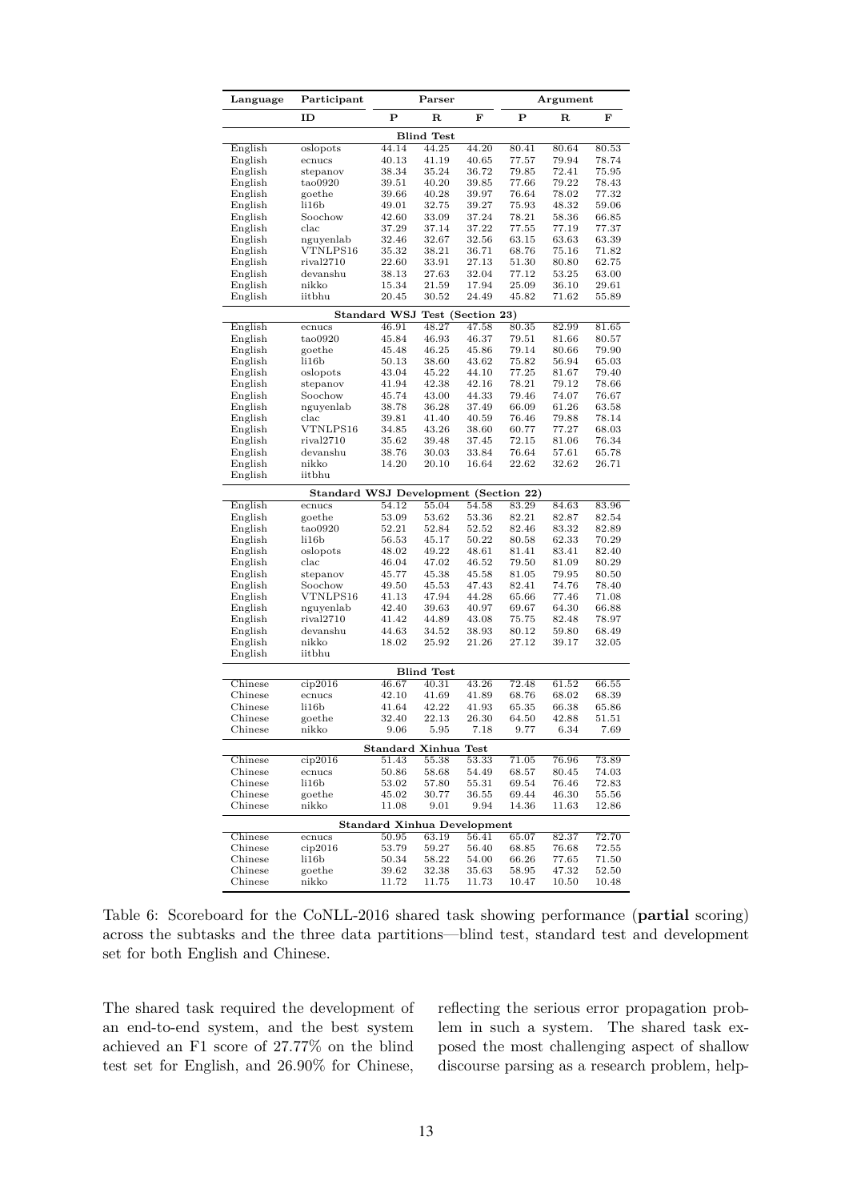| Language | Participant | Parser | | | Argument | | |
|---|---|---|---|---|---|---|---|
| | ID | P | R | F | P | R | F |
| | | | | **Blind Test** | | | |
| English | oslopots | 44.14 | 44.25 | 44.20 | 80.41 | 80.64 | 80.53 |
| English | ecnucs | 40.13 | 41.19 | 40.65 | 77.57 | 79.94 | 78.74 |
| English | stepanov | 38.34 | 35.24 | 36.72 | 79.85 | 72.41 | 75.95 |
| English | tao0920 | 39.51 | 40.20 | 39.85 | 77.66 | 79.22 | 78.43 |
| English | goethe | 39.66 | 40.28 | 39.97 | 76.64 | 78.02 | 77.32 |
| English | li16b | 49.01 | 32.75 | 39.27 | 75.93 | 48.32 | 59.06 |
| English | Soochow | 42.60 | 33.09 | 37.24 | 78.21 | 58.36 | 66.85 |
| English | clac | 37.29 | 37.14 | 37.22 | 77.55 | 77.19 | 77.37 |
| English | nguyenlab | 32.46 | 32.67 | 32.56 | 63.15 | 63.63 | 63.39 |
| English | VTNLPS16 | 35.32 | 38.21 | 36.71 | 68.76 | 75.16 | 71.82 |
| English | rival2710 | 22.60 | 33.91 | 27.13 | 51.30 | 80.80 | 62.75 |
| English | devanshu | 38.13 | 27.63 | 32.04 | 77.12 | 53.25 | 63.00 |
| English | nikko | 15.34 | 21.59 | 17.94 | 25.09 | 36.10 | 29.61 |
| English | iitbhu | 20.45 | 30.52 | 24.49 | 45.82 | 71.62 | 55.89 |
| | | | | **Standard WSJ Test (Section 23)** | | | |
| English | ecnucs | 46.91 | 48.27 | 47.58 | 80.35 | 82.99 | 81.65 |
| English | tao0920 | 45.84 | 46.93 | 46.37 | 79.51 | 81.66 | 80.57 |
| English | goethe | 45.48 | 46.25 | 45.86 | 79.14 | 80.66 | 79.90 |
| English | li16b | 50.13 | 38.60 | 43.62 | 75.82 | 56.94 | 65.03 |
| English | oslopots | 43.04 | 45.22 | 44.10 | 77.25 | 81.67 | 79.40 |
| English | stepanov | 41.94 | 42.38 | 42.16 | 78.21 | 79.12 | 78.66 |
| English | Soochow | 45.74 | 43.00 | 44.33 | 79.46 | 74.07 | 76.67 |
| English | nguyenlab | 38.78 | 36.28 | 37.49 | 66.09 | 61.26 | 63.58 |
| English | clac | 39.81 | 41.40 | 40.59 | 76.46 | 79.88 | 78.14 |
| English | VTNLPS16 | 34.85 | 43.26 | 38.60 | 60.77 | 77.27 | 68.03 |
| English | rival2710 | 35.62 | 39.48 | 37.45 | 72.15 | 81.06 | 76.34 |
| English | devanshu | 38.76 | 30.03 | 33.84 | 76.64 | 57.61 | 65.78 |
| English | nikko | 14.20 | 20.10 | 16.64 | 22.62 | 32.62 | 26.71 |
| English | iitbhu | | | | | | |
| | | | | **Standard WSJ Development (Section 22)** | | | |
| English | ecnucs | 54.12 | 55.04 | 54.58 | 83.29 | 84.63 | 83.96 |
| English | goethe | 53.09 | 53.62 | 53.36 | 82.21 | 82.87 | 82.54 |
| English | tao0920 | 52.21 | 52.84 | 52.52 | 82.46 | 83.32 | 82.89 |
| English | li16b | 56.53 | 45.17 | 50.22 | 80.58 | 62.33 | 70.29 |
| English | oslopots | 48.02 | 49.22 | 48.61 | 81.41 | 83.41 | 82.40 |
| English | clac | 46.04 | 47.02 | 46.52 | 79.50 | 81.09 | 80.29 |
| English | stepanov | 45.77 | 45.38 | 45.58 | 81.05 | 79.95 | 80.50 |
| English | Soochow | 49.50 | 45.53 | 47.43 | 82.41 | 74.76 | 78.40 |
| English | VTNLPS16 | 41.13 | 47.94 | 44.28 | 65.66 | 77.46 | 71.08 |
| English | nguyenlab | 42.40 | 39.63 | 40.97 | 69.67 | 64.30 | 66.88 |
| English | rival2710 | 41.42 | 44.89 | 43.08 | 75.75 | 82.48 | 78.97 |
| English | devanshu | 44.63 | 34.52 | 38.93 | 80.12 | 59.80 | 68.49 |
| English | nikko | 18.02 | 25.92 | 21.26 | 27.12 | 39.17 | 32.05 |
| English | iitbhu | | | | | | |
| | | | | **Blind Test** | | | |
| Chinese | cip2016 | 46.67 | 40.31 | 43.26 | 72.48 | 61.52 | 66.55 |
| Chinese | ecnucs | 42.10 | 41.69 | 41.89 | 68.76 | 68.02 | 68.39 |
| Chinese | li16b | 41.64 | 42.22 | 41.93 | 65.35 | 66.38 | 65.86 |
| Chinese | goethe | 32.40 | 22.13 | 26.30 | 64.50 | 42.88 | 51.51 |
| Chinese | nikko | 9.06 | 5.95 | 7.18 | 9.77 | 6.34 | 7.69 |
| | | | | **Standard Xinhua Test** | | | |
| Chinese | cip2016 | 51.43 | 55.38 | 53.33 | 71.05 | 76.96 | 73.89 |
| Chinese | ecnucs | 50.86 | 58.68 | 54.49 | 68.57 | 80.45 | 74.03 |
| Chinese | li16b | 53.02 | 57.80 | 55.31 | 69.54 | 76.46 | 72.83 |
| Chinese | goethe | 45.02 | 30.77 | 36.55 | 69.44 | 46.30 | 55.56 |
| Chinese | nikko | 11.08 | 9.01 | 9.94 | 14.36 | 11.63 | 12.86 |
| | | | | **Standard Xinhua Development** | | | |
| Chinese | ecnucs | 50.95 | 63.19 | 56.41 | 65.07 | 82.37 | 72.70 |
| Chinese | cip2016 | 53.79 | 59.27 | 56.40 | 68.85 | 76.68 | 72.55 |
| Chinese | li16b | 50.34 | 58.22 | 54.00 | 66.26 | 77.65 | 71.50 |
| Chinese | goethe | 39.62 | 32.38 | 35.63 | 58.95 | 47.32 | 52.50 |
| Chinese | nikko | 11.72 | 11.75 | 11.73 | 10.47 | 10.50 | 10.48 |

Table 6: Scoreboard for the CoNLL-2016 shared task showing performance (**partial** scoring) across the subtasks and the three data partitions—blind test, standard test and development set for both English and Chinese.

The shared task required the development of an end-to-end system, and the best system achieved an F1 score of 27.77% on the blind test set for English, and 26.90% for Chinese, reflecting the serious error propagation problem in such a system. The shared task exposed the most challenging aspect of shallow discourse parsing as a research problem, help-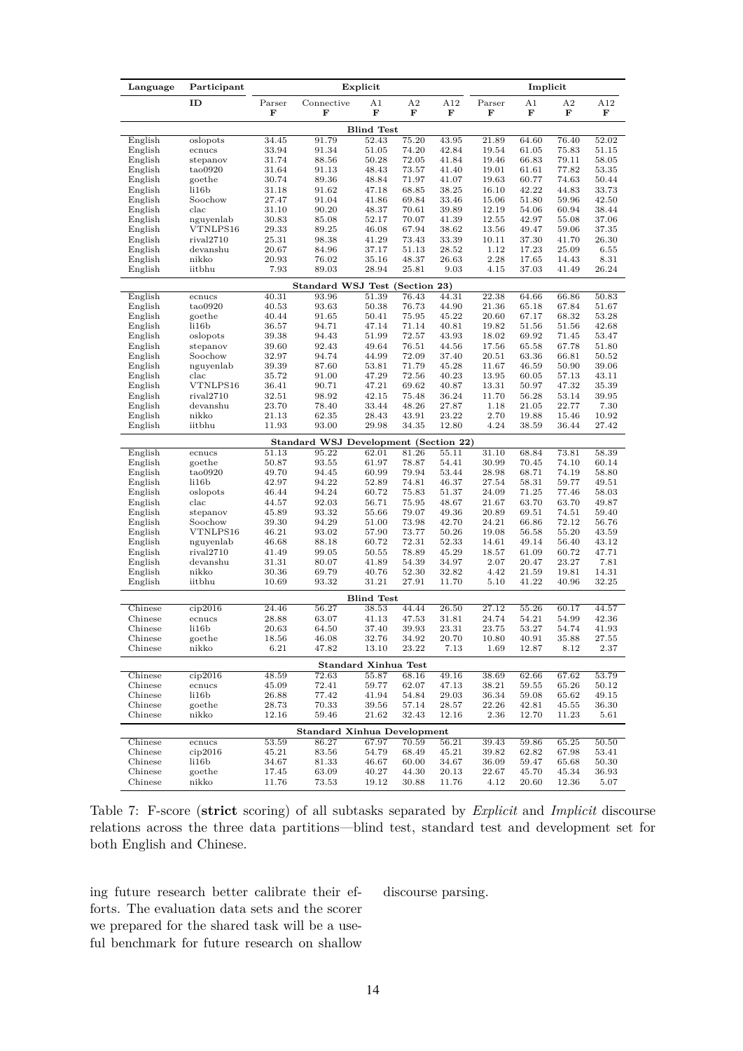| Language | Participant | Explicit | | | | | Implicit | | | |
|---|---|---|---|---|---|---|---|---|---|---|
| | ID | Parser F | Connective F | A1 F | A2 F | A12 F | Parser F | A1 F | A2 F | A12 F |
| **Blind Test** | | | | | | | | | | |
| English | oslopots | 34.45 | 91.79 | 52.43 | 75.20 | 43.95 | 21.89 | 64.60 | 76.40 | 52.02 |
| English | ecnucs | 33.94 | 91.34 | 51.05 | 74.20 | 42.84 | 19.54 | 61.05 | 75.83 | 51.15 |
| English | stepanov | 31.74 | 88.56 | 50.28 | 72.05 | 41.84 | 19.46 | 66.83 | 79.11 | 58.05 |
| English | tao0920 | 31.64 | 91.13 | 48.43 | 73.57 | 41.40 | 19.01 | 61.61 | 77.82 | 53.35 |
| English | goethe | 30.74 | 89.36 | 48.84 | 71.97 | 41.07 | 19.63 | 60.77 | 74.63 | 50.44 |
| English | li16b | 31.18 | 91.62 | 47.18 | 68.85 | 38.25 | 16.10 | 42.22 | 44.83 | 33.73 |
| English | Soochow | 27.47 | 91.04 | 41.86 | 69.84 | 33.46 | 15.06 | 51.80 | 59.96 | 42.50 |
| English | clac | 31.10 | 90.20 | 48.37 | 70.61 | 39.89 | 12.19 | 54.06 | 60.94 | 38.44 |
| English | nguyenlab | 30.83 | 85.08 | 52.17 | 70.07 | 41.39 | 12.55 | 42.97 | 55.08 | 37.06 |
| English | VTNLPS16 | 29.33 | 89.25 | 46.08 | 67.94 | 38.62 | 13.56 | 49.47 | 59.06 | 37.35 |
| English | rival2710 | 25.31 | 98.38 | 41.29 | 73.43 | 33.39 | 10.11 | 37.30 | 41.70 | 26.30 |
| English | devanshu | 20.67 | 84.96 | 37.17 | 51.13 | 28.52 | 1.12 | 17.23 | 25.09 | 6.55 |
| English | nikko | 20.93 | 76.02 | 35.16 | 48.37 | 26.63 | 2.28 | 17.65 | 14.43 | 8.31 |
| English | iitbhu | 7.93 | 89.03 | 28.94 | 25.81 | 9.03 | 4.15 | 37.03 | 41.49 | 26.24 |
| **Standard WSJ Test (Section 23)** | | | | | | | | | | |
| English | ecnucs | 40.31 | 93.96 | 51.39 | 76.43 | 44.31 | 22.38 | 64.66 | 66.86 | 50.83 |
| English | tao0920 | 40.53 | 93.63 | 50.38 | 76.73 | 44.90 | 21.36 | 65.18 | 67.84 | 51.67 |
| English | goethe | 40.44 | 91.65 | 50.41 | 75.95 | 45.22 | 20.60 | 67.17 | 68.32 | 53.28 |
| English | li16b | 36.57 | 94.71 | 47.14 | 71.14 | 40.81 | 19.82 | 51.56 | 51.56 | 42.68 |
| English | oslopots | 39.38 | 94.43 | 51.99 | 72.57 | 43.93 | 18.02 | 69.92 | 71.45 | 53.47 |
| English | stepanov | 39.60 | 92.43 | 49.64 | 76.51 | 44.56 | 17.56 | 65.58 | 67.78 | 51.80 |
| English | Soochow | 32.97 | 94.74 | 44.99 | 72.09 | 37.40 | 20.51 | 63.36 | 66.81 | 50.52 |
| English | nguyenlab | 39.39 | 87.60 | 53.81 | 71.79 | 45.28 | 11.67 | 46.59 | 50.90 | 39.06 |
| English | clac | 35.72 | 91.00 | 47.29 | 72.56 | 40.23 | 13.95 | 60.05 | 57.13 | 43.11 |
| English | VTNLPS16 | 36.41 | 90.71 | 47.21 | 69.62 | 40.87 | 13.31 | 50.97 | 47.32 | 35.39 |
| English | rival2710 | 32.51 | 98.92 | 42.15 | 75.48 | 36.24 | 11.70 | 56.28 | 53.14 | 39.95 |
| English | devanshu | 23.70 | 78.40 | 33.44 | 48.26 | 27.87 | 1.18 | 21.05 | 22.77 | 7.30 |
| English | nikko | 21.13 | 62.35 | 28.43 | 43.91 | 23.22 | 2.70 | 19.88 | 15.46 | 10.92 |
| English | iitbhu | 11.93 | 93.00 | 29.98 | 34.35 | 12.80 | 4.24 | 38.59 | 36.44 | 27.42 |
| **Standard WSJ Development (Section 22)** | | | | | | | | | | |
| English | ecnucs | 51.13 | 95.22 | 62.01 | 81.26 | 55.11 | 31.10 | 68.84 | 73.81 | 58.39 |
| English | goethe | 50.87 | 93.55 | 61.97 | 78.87 | 54.41 | 30.99 | 70.45 | 74.10 | 60.14 |
| English | tao0920 | 49.70 | 94.45 | 60.99 | 79.94 | 53.44 | 28.98 | 68.71 | 74.19 | 58.80 |
| English | li16b | 42.97 | 94.22 | 52.89 | 74.81 | 46.37 | 27.54 | 58.31 | 59.77 | 49.51 |
| English | oslopots | 46.44 | 94.24 | 60.72 | 75.83 | 51.37 | 24.09 | 71.25 | 77.46 | 58.03 |
| English | clac | 44.57 | 92.03 | 56.71 | 75.95 | 48.67 | 21.67 | 63.70 | 63.70 | 49.87 |
| English | stepanov | 45.89 | 93.32 | 55.66 | 79.07 | 49.36 | 20.89 | 69.51 | 74.51 | 59.40 |
| English | Soochow | 39.30 | 94.29 | 51.00 | 73.98 | 42.70 | 24.21 | 66.86 | 72.12 | 56.76 |
| English | VTNLPS16 | 46.21 | 93.02 | 57.90 | 73.77 | 50.26 | 19.08 | 56.58 | 55.20 | 43.59 |
| English | nguyenlab | 46.68 | 88.18 | 60.72 | 72.31 | 52.33 | 14.61 | 49.14 | 56.40 | 43.12 |
| English | rival2710 | 41.49 | 99.05 | 50.55 | 78.89 | 45.29 | 18.57 | 61.09 | 60.72 | 47.71 |
| English | devanshu | 31.31 | 80.07 | 41.89 | 54.39 | 34.97 | 2.07 | 20.47 | 23.27 | 7.81 |
| English | nikko | 30.36 | 69.79 | 40.76 | 52.30 | 32.82 | 4.42 | 21.59 | 19.81 | 14.31 |
| English | iitbhu | 10.69 | 93.32 | 31.21 | 27.91 | 11.70 | 5.10 | 41.22 | 40.96 | 32.25 |
| **Blind Test** | | | | | | | | | | |
| Chinese | cip2016 | 24.46 | 56.27 | 38.53 | 44.44 | 26.50 | 27.12 | 55.26 | 60.17 | 44.57 |
| Chinese | ecnucs | 28.88 | 63.07 | 41.13 | 47.53 | 31.81 | 24.74 | 54.21 | 54.99 | 42.36 |
| Chinese | li16b | 20.63 | 64.50 | 37.40 | 39.93 | 23.31 | 23.75 | 53.27 | 54.74 | 41.93 |
| Chinese | goethe | 18.56 | 46.08 | 32.76 | 34.92 | 20.70 | 10.80 | 40.91 | 35.88 | 27.55 |
| Chinese | nikko | 6.21 | 47.82 | 13.10 | 23.22 | 7.13 | 1.69 | 12.87 | 8.12 | 2.37 |
| **Standard Xinhua Test** | | | | | | | | | | |
| Chinese | cip2016 | 48.59 | 72.63 | 55.87 | 68.16 | 49.16 | 38.69 | 62.66 | 67.62 | 53.79 |
| Chinese | ecnucs | 45.09 | 72.41 | 59.77 | 62.07 | 47.13 | 38.21 | 59.55 | 65.26 | 50.12 |
| Chinese | li16b | 26.88 | 77.42 | 41.94 | 54.84 | 29.03 | 36.34 | 59.08 | 65.62 | 49.15 |
| Chinese | goethe | 28.73 | 70.33 | 39.56 | 57.14 | 28.57 | 22.26 | 42.81 | 45.55 | 36.30 |
| Chinese | nikko | 12.16 | 59.46 | 21.62 | 32.43 | 12.16 | 2.36 | 12.70 | 11.23 | 5.61 |
| **Standard Xinhua Development** | | | | | | | | | | |
| Chinese | ecnucs | 53.59 | 86.27 | 67.97 | 70.59 | 56.21 | 39.43 | 59.86 | 65.25 | 50.50 |
| Chinese | cip2016 | 45.21 | 83.56 | 54.79 | 68.49 | 45.21 | 39.82 | 62.82 | 67.98 | 53.41 |
| Chinese | li16b | 34.67 | 81.33 | 46.67 | 60.00 | 34.67 | 36.09 | 59.47 | 65.68 | 50.30 |
| Chinese | goethe | 17.45 | 63.09 | 40.27 | 44.30 | 20.13 | 22.67 | 45.70 | 45.34 | 36.93 |
| Chinese | nikko | 11.76 | 73.53 | 19.12 | 30.88 | 11.76 | 4.12 | 20.60 | 12.36 | 5.07 |

Table 7: F-score (**strict** scoring) of all subtasks separated by *Explicit* and *Implicit* discourse relations across the three data partitions—blind test, standard test and development set for both English and Chinese.

ing future research better calibrate their efforts. The evaluation data sets and the scorer we prepared for the shared task will be a useful benchmark for future research on shallow discourse parsing.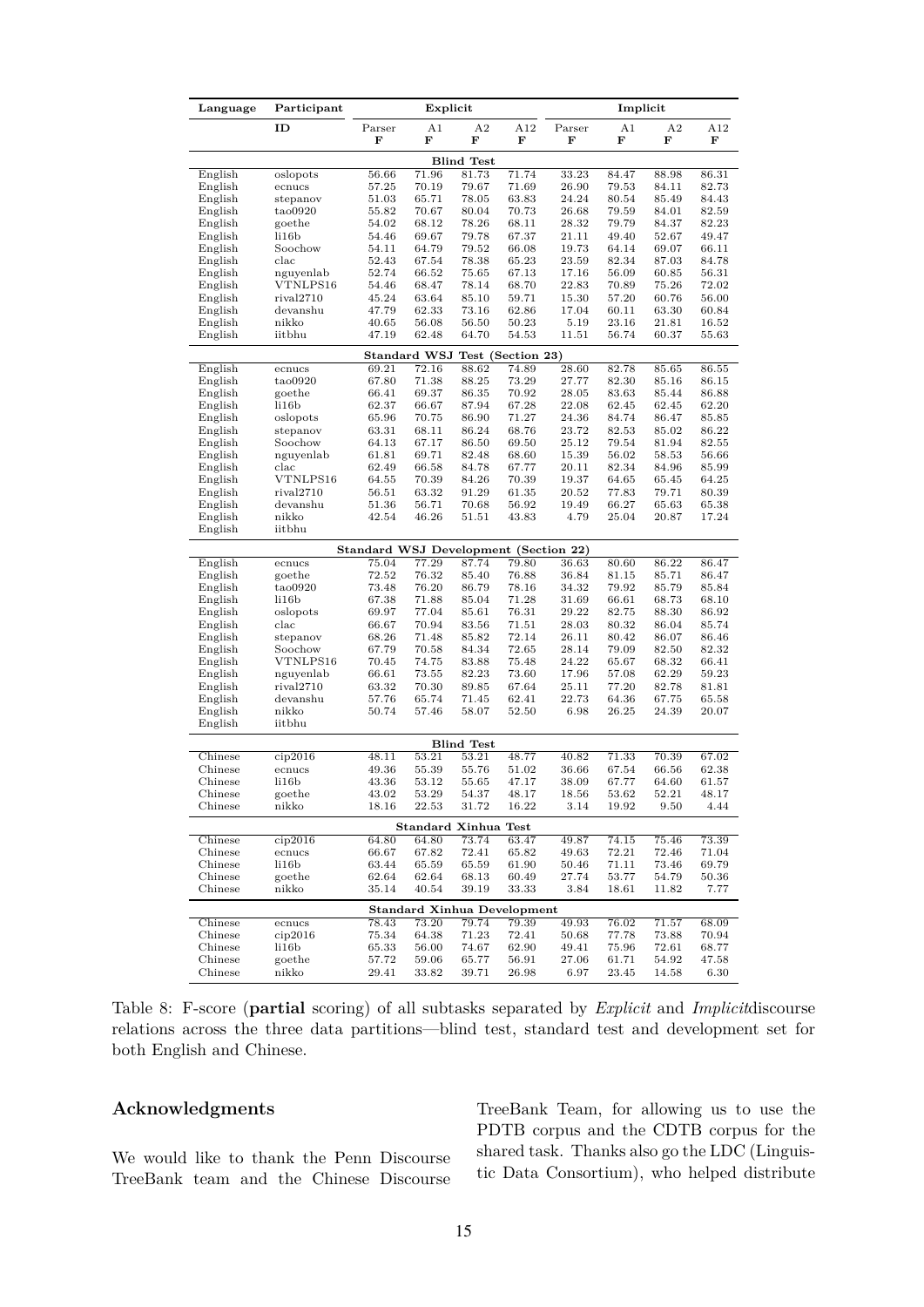| Language | Participant | Explicit | | | | Implicit | | | |
|---|---|---|---|---|---|---|---|---|---|
| | ID | Parser F | A1 F | A2 F | A12 F | Parser F | A1 F | A2 F | A12 F |
| | | | | **Blind Test** | | | | | |
| English | oslopots | 56.66 | 71.96 | 81.73 | 71.74 | 33.23 | 84.47 | 88.98 | 86.31 |
| English | ecnucs | 57.25 | 70.19 | 79.67 | 71.69 | 26.90 | 79.53 | 84.11 | 82.73 |
| English | stepanov | 51.03 | 65.71 | 78.05 | 63.83 | 24.24 | 80.54 | 85.49 | 84.43 |
| English | tao0920 | 55.82 | 70.67 | 80.04 | 70.73 | 26.68 | 79.59 | 84.01 | 82.59 |
| English | goethe | 54.02 | 68.12 | 78.26 | 68.11 | 28.32 | 79.79 | 84.37 | 82.23 |
| English | li16b | 54.46 | 69.67 | 79.78 | 67.37 | 21.11 | 49.40 | 52.67 | 49.47 |
| English | Soochow | 54.11 | 64.79 | 79.52 | 66.08 | 19.73 | 64.14 | 69.07 | 66.11 |
| English | clac | 52.43 | 67.54 | 78.38 | 65.23 | 23.59 | 82.34 | 87.03 | 84.78 |
| English | nguyenlab | 52.74 | 66.52 | 75.65 | 67.13 | 17.16 | 56.09 | 60.85 | 56.31 |
| English | VTNLPS16 | 54.46 | 68.47 | 78.14 | 68.70 | 22.83 | 70.89 | 75.26 | 72.02 |
| English | rival2710 | 45.24 | 63.64 | 85.10 | 59.71 | 15.30 | 57.20 | 60.76 | 56.00 |
| English | devanshu | 47.79 | 62.33 | 73.16 | 62.86 | 17.04 | 60.11 | 63.30 | 60.84 |
| English | nikko | 40.65 | 56.08 | 56.50 | 50.23 | 5.19 | 23.16 | 21.81 | 16.52 |
| English | iitbhu | 47.19 | 62.48 | 64.70 | 54.53 | 11.51 | 56.74 | 60.37 | 55.63 |
| | | | | **Standard WSJ Test (Section 23)** | | | | | |
| English | ecnucs | 69.21 | 72.16 | 88.62 | 74.89 | 28.60 | 82.78 | 85.65 | 86.55 |
| English | tao0920 | 67.80 | 71.38 | 88.25 | 73.29 | 27.77 | 82.30 | 85.16 | 86.15 |
| English | goethe | 66.41 | 69.37 | 86.35 | 70.92 | 28.05 | 83.63 | 85.44 | 86.88 |
| English | li16b | 62.37 | 66.67 | 87.94 | 67.28 | 22.08 | 62.45 | 62.45 | 62.20 |
| English | oslopots | 65.96 | 70.75 | 86.90 | 71.27 | 24.36 | 84.74 | 86.47 | 85.85 |
| English | stepanov | 63.31 | 68.11 | 86.24 | 68.76 | 23.72 | 82.53 | 85.02 | 86.22 |
| English | Soochow | 64.13 | 67.17 | 86.50 | 69.50 | 25.12 | 79.54 | 81.94 | 82.55 |
| English | nguyenlab | 61.81 | 69.71 | 82.48 | 68.60 | 15.39 | 56.02 | 58.53 | 56.66 |
| English | clac | 62.49 | 66.58 | 84.78 | 67.77 | 20.11 | 82.34 | 84.96 | 85.99 |
| English | VTNLPS16 | 64.55 | 70.39 | 84.26 | 70.39 | 19.37 | 64.65 | 65.45 | 64.25 |
| English | rival2710 | 56.51 | 63.32 | 91.29 | 61.35 | 20.52 | 77.83 | 79.71 | 80.39 |
| English | devanshu | 51.36 | 56.71 | 70.68 | 56.92 | 19.49 | 66.27 | 65.63 | 65.38 |
| English | nikko | 42.54 | 46.26 | 51.51 | 43.83 | 4.79 | 25.04 | 20.87 | 17.24 |
| English | iitbhu | | | | | | | | |
| | | | | **Standard WSJ Development (Section 22)** | | | | | |
| English | ecnucs | 75.04 | 77.29 | 87.74 | 79.80 | 36.63 | 80.60 | 86.22 | 86.47 |
| English | goethe | 72.52 | 76.32 | 85.40 | 76.88 | 36.84 | 81.15 | 85.71 | 86.47 |
| English | tao0920 | 73.48 | 76.20 | 86.79 | 78.16 | 34.32 | 79.92 | 85.79 | 85.84 |
| English | li16b | 67.38 | 71.88 | 85.04 | 71.28 | 31.69 | 66.61 | 68.73 | 68.10 |
| English | oslopots | 69.97 | 77.04 | 85.61 | 76.31 | 29.22 | 82.75 | 88.30 | 86.92 |
| English | clac | 66.67 | 70.94 | 83.56 | 71.51 | 28.03 | 80.32 | 86.04 | 85.74 |
| English | stepanov | 68.26 | 71.48 | 85.82 | 72.14 | 26.11 | 80.42 | 86.07 | 86.46 |
| English | Soochow | 67.79 | 70.58 | 84.34 | 72.65 | 28.14 | 79.09 | 82.50 | 82.32 |
| English | VTNLPS16 | 70.45 | 74.75 | 83.88 | 75.48 | 24.22 | 65.67 | 68.32 | 66.41 |
| English | nguyenlab | 66.61 | 73.55 | 82.23 | 73.60 | 17.96 | 57.08 | 62.29 | 59.23 |
| English | rival2710 | 63.32 | 70.30 | 89.85 | 67.64 | 25.11 | 77.20 | 82.78 | 81.81 |
| English | devanshu | 57.76 | 65.74 | 71.45 | 62.41 | 22.73 | 64.36 | 67.75 | 65.58 |
| English | nikko | 50.74 | 57.46 | 58.07 | 52.50 | 6.98 | 26.25 | 24.39 | 20.07 |
| English | iitbhu | | | | | | | | |
| | | | | **Blind Test** | | | | | |
| Chinese | cip2016 | 48.11 | 53.21 | 53.21 | 48.77 | 40.82 | 71.33 | 70.39 | 67.02 |
| Chinese | ecnucs | 49.36 | 55.39 | 55.76 | 51.02 | 36.66 | 67.54 | 66.56 | 62.38 |
| Chinese | li16b | 43.36 | 53.12 | 55.65 | 47.17 | 38.09 | 67.77 | 64.60 | 61.57 |
| Chinese | goethe | 43.02 | 53.29 | 54.37 | 48.17 | 18.56 | 53.62 | 52.21 | 48.17 |
| Chinese | nikko | 18.16 | 22.53 | 31.72 | 16.22 | 3.14 | 19.92 | 9.50 | 4.44 |
| | | | | **Standard Xinhua Test** | | | | | |
| Chinese | cip2016 | 64.80 | 64.80 | 73.74 | 63.47 | 49.87 | 74.15 | 75.46 | 73.39 |
| Chinese | ecnucs | 66.67 | 67.82 | 72.41 | 65.82 | 49.63 | 72.21 | 72.46 | 71.04 |
| Chinese | li16b | 63.44 | 65.59 | 65.59 | 61.90 | 50.46 | 71.11 | 73.46 | 69.79 |
| Chinese | goethe | 62.64 | 62.64 | 68.13 | 60.49 | 27.74 | 53.77 | 54.79 | 50.36 |
| Chinese | nikko | 35.14 | 40.54 | 39.19 | 33.33 | 3.84 | 18.61 | 11.82 | 7.77 |
| | | | | **Standard Xinhua Development** | | | | | |
| Chinese | ecnucs | 78.43 | 73.20 | 79.74 | 79.39 | 49.93 | 76.02 | 71.57 | 68.09 |
| Chinese | cip2016 | 75.34 | 64.38 | 71.23 | 72.41 | 50.68 | 77.78 | 73.88 | 70.94 |
| Chinese | li16b | 65.33 | 56.00 | 74.67 | 62.90 | 49.41 | 75.96 | 72.61 | 68.77 |
| Chinese | goethe | 57.72 | 59.06 | 65.77 | 56.91 | 27.06 | 61.71 | 54.92 | 47.58 |
| Chinese | nikko | 29.41 | 33.82 | 39.71 | 26.98 | 6.97 | 23.45 | 14.58 | 6.30 |

Table 8: F-score (**partial** scoring) of all subtasks separated by *Explicit* and *Implicit*discourse relations across the three data partitions—blind test, standard test and development set for both English and Chinese.

## Acknowledgments

We would like to thank the Penn Discourse TreeBank team and the Chinese Discourse TreeBank Team, for allowing us to use the PDTB corpus and the CDTB corpus for the shared task. Thanks also go the LDC (Linguistic Data Consortium), who helped distribute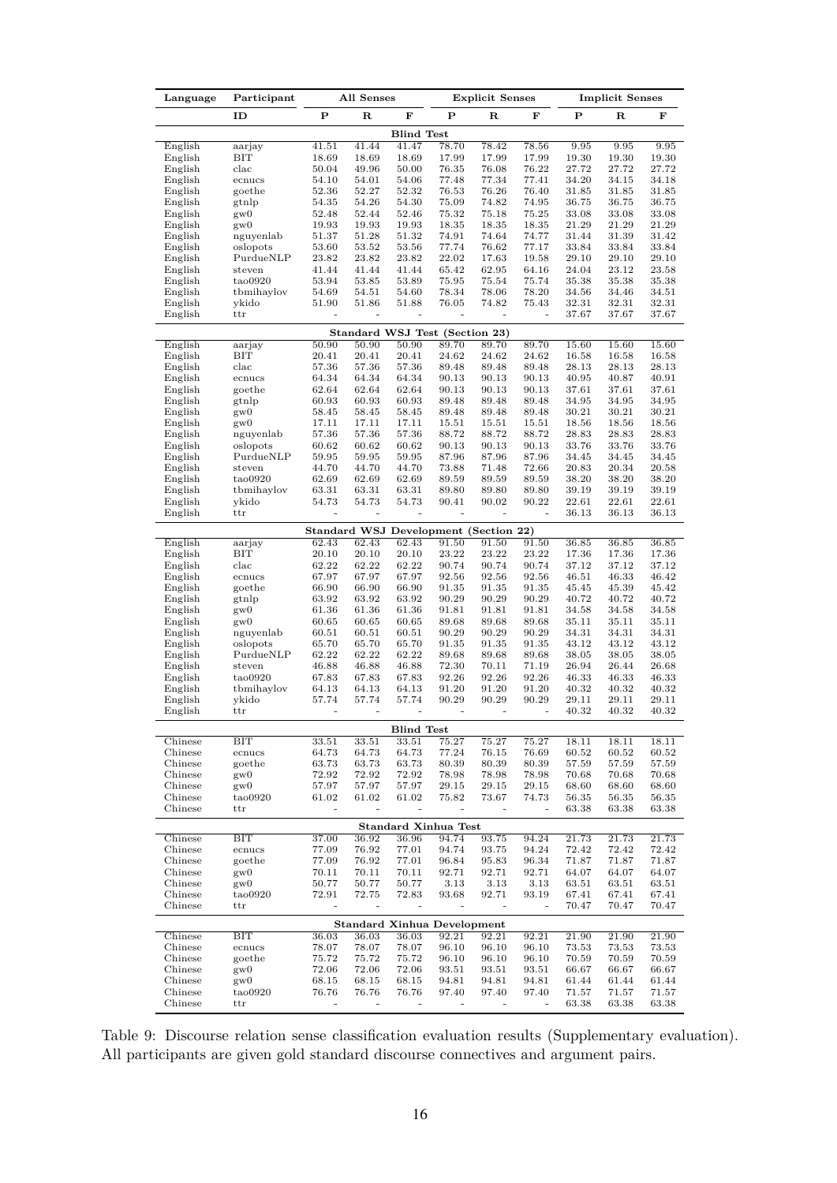| Language | Participant | All Senses | | | Explicit Senses | | | Implicit Senses | | |
|---|---|---|---|---|---|---|---|---|---|---|
| | ID | P | R | F | P | R | F | P | R | F |
| | | | | | **Blind Test** | | | | | |
| English | aarjay | 41.51 | 41.44 | 41.47 | 78.70 | 78.42 | 78.56 | 9.95 | 9.95 | 9.95 |
| English | BIT | 18.69 | 18.69 | 18.69 | 17.99 | 17.99 | 17.99 | 19.30 | 19.30 | 19.30 |
| English | clac | 50.04 | 49.96 | 50.00 | 76.35 | 76.08 | 76.22 | 27.72 | 27.72 | 27.72 |
| English | ecnucs | 54.10 | 54.01 | 54.06 | 77.48 | 77.34 | 77.41 | 34.20 | 34.15 | 34.18 |
| English | goethe | 52.36 | 52.27 | 52.32 | 76.53 | 76.26 | 76.40 | 31.85 | 31.85 | 31.85 |
| English | gtnlp | 54.35 | 54.26 | 54.30 | 75.09 | 74.82 | 74.95 | 36.75 | 36.75 | 36.75 |
| English | gw0 | 52.48 | 52.44 | 52.46 | 75.32 | 75.18 | 75.25 | 33.08 | 33.08 | 33.08 |
| English | gw0 | 19.93 | 19.93 | 19.93 | 18.35 | 18.35 | 18.35 | 21.29 | 21.29 | 21.29 |
| English | nguyenlab | 51.37 | 51.28 | 51.32 | 74.91 | 74.64 | 74.77 | 31.44 | 31.39 | 31.42 |
| English | oslopots | 53.60 | 53.52 | 53.56 | 77.74 | 76.62 | 77.17 | 33.84 | 33.84 | 33.84 |
| English | PurdueNLP | 23.82 | 23.82 | 23.82 | 22.02 | 17.63 | 19.58 | 29.10 | 29.10 | 29.10 |
| English | steven | 41.44 | 41.44 | 41.44 | 65.42 | 62.95 | 64.16 | 24.04 | 23.12 | 23.58 |
| English | tao0920 | 53.94 | 53.85 | 53.89 | 75.95 | 75.54 | 75.74 | 35.38 | 35.38 | 35.38 |
| English | tbmihaylov | 54.69 | 54.51 | 54.60 | 78.34 | 78.06 | 78.20 | 34.56 | 34.46 | 34.51 |
| English | ykido | 51.90 | 51.86 | 51.88 | 76.05 | 74.82 | 75.43 | 32.31 | 32.31 | 32.31 |
| English | ttr | - | - | - | - | - | - | 37.67 | 37.67 | 37.67 |
| | | | | | **Standard WSJ Test (Section 23)** | | | | | |
| English | aarjay | 50.90 | 50.90 | 50.90 | 89.70 | 89.70 | 89.70 | 15.60 | 15.60 | 15.60 |
| English | BIT | 20.41 | 20.41 | 20.41 | 24.62 | 24.62 | 24.62 | 16.58 | 16.58 | 16.58 |
| English | clac | 57.36 | 57.36 | 57.36 | 89.48 | 89.48 | 89.48 | 28.13 | 28.13 | 28.13 |
| English | ecnucs | 64.34 | 64.34 | 64.34 | 90.13 | 90.13 | 90.13 | 40.95 | 40.87 | 40.91 |
| English | goethe | 62.64 | 62.64 | 62.64 | 90.13 | 90.13 | 90.13 | 37.61 | 37.61 | 37.61 |
| English | gtnlp | 60.93 | 60.93 | 60.93 | 89.48 | 89.48 | 89.48 | 34.95 | 34.95 | 34.95 |
| English | gw0 | 58.45 | 58.45 | 58.45 | 89.48 | 89.48 | 89.48 | 30.21 | 30.21 | 30.21 |
| English | gw0 | 17.11 | 17.11 | 17.11 | 15.51 | 15.51 | 15.51 | 18.56 | 18.56 | 18.56 |
| English | nguyenlab | 57.36 | 57.36 | 57.36 | 88.72 | 88.72 | 88.72 | 28.83 | 28.83 | 28.83 |
| English | oslopots | 60.62 | 60.62 | 60.62 | 90.13 | 90.13 | 90.13 | 33.76 | 33.76 | 33.76 |
| English | PurdueNLP | 59.95 | 59.95 | 59.95 | 87.96 | 87.96 | 87.96 | 34.45 | 34.45 | 34.45 |
| English | steven | 44.70 | 44.70 | 44.70 | 73.88 | 71.48 | 72.66 | 20.83 | 20.34 | 20.58 |
| English | tao0920 | 62.69 | 62.69 | 62.69 | 89.59 | 89.59 | 89.59 | 38.20 | 38.20 | 38.20 |
| English | tbmihaylov | 63.31 | 63.31 | 63.31 | 89.80 | 89.80 | 89.80 | 39.19 | 39.19 | 39.19 |
| English | ykido | 54.73 | 54.73 | 54.73 | 90.41 | 90.02 | 90.22 | 22.61 | 22.61 | 22.61 |
| English | ttr | - | - | - | - | - | - | 36.13 | 36.13 | 36.13 |
| | | | | | **Standard WSJ Development (Section 22)** | | | | | |
| English | aarjay | 62.43 | 62.43 | 62.43 | 91.50 | 91.50 | 91.50 | 36.85 | 36.85 | 36.85 |
| English | BIT | 20.10 | 20.10 | 20.10 | 23.22 | 23.22 | 23.22 | 17.36 | 17.36 | 17.36 |
| English | clac | 62.22 | 62.22 | 62.22 | 90.74 | 90.74 | 90.74 | 37.12 | 37.12 | 37.12 |
| English | ecnucs | 67.97 | 67.97 | 67.97 | 92.56 | 92.56 | 92.56 | 46.51 | 46.33 | 46.42 |
| English | goethe | 66.90 | 66.90 | 66.90 | 91.35 | 91.35 | 91.35 | 45.45 | 45.39 | 45.42 |
| English | gtnlp | 63.92 | 63.92 | 63.92 | 90.29 | 90.29 | 90.29 | 40.72 | 40.72 | 40.72 |
| English | gw0 | 61.36 | 61.36 | 61.36 | 91.81 | 91.81 | 91.81 | 34.58 | 34.58 | 34.58 |
| English | gw0 | 60.65 | 60.65 | 60.65 | 89.68 | 89.68 | 89.68 | 35.11 | 35.11 | 35.11 |
| English | nguyenlab | 60.51 | 60.51 | 60.51 | 90.29 | 90.29 | 90.29 | 34.31 | 34.31 | 34.31 |
| English | oslopots | 65.70 | 65.70 | 65.70 | 91.35 | 91.35 | 91.35 | 43.12 | 43.12 | 43.12 |
| English | PurdueNLP | 62.22 | 62.22 | 62.22 | 89.68 | 89.68 | 89.68 | 38.05 | 38.05 | 38.05 |
| English | steven | 46.88 | 46.88 | 46.88 | 72.30 | 70.11 | 71.19 | 26.94 | 26.44 | 26.68 |
| English | tao0920 | 67.83 | 67.83 | 67.83 | 92.26 | 92.26 | 92.26 | 46.33 | 46.33 | 46.33 |
| English | tbmihaylov | 64.13 | 64.13 | 64.13 | 91.20 | 91.20 | 91.20 | 40.32 | 40.32 | 40.32 |
| English | ykido | 57.74 | 57.74 | 57.74 | 90.29 | 90.29 | 90.29 | 29.11 | 29.11 | 29.11 |
| English | ttr | - | - | - | - | - | - | 40.32 | 40.32 | 40.32 |
| | | | | | **Blind Test** | | | | | |
| Chinese | BIT | 33.51 | 33.51 | 33.51 | 75.27 | 75.27 | 75.27 | 18.11 | 18.11 | 18.11 |
| Chinese | ecnucs | 64.73 | 64.73 | 64.73 | 77.24 | 76.15 | 76.69 | 60.52 | 60.52 | 60.52 |
| Chinese | goethe | 63.73 | 63.73 | 63.73 | 80.39 | 80.39 | 80.39 | 57.59 | 57.59 | 57.59 |
| Chinese | gw0 | 72.92 | 72.92 | 72.92 | 78.98 | 78.98 | 78.98 | 70.68 | 70.68 | 70.68 |
| Chinese | gw0 | 57.97 | 57.97 | 57.97 | 29.15 | 29.15 | 29.15 | 68.60 | 68.60 | 68.60 |
| Chinese | tao0920 | 61.02 | 61.02 | 61.02 | 75.82 | 73.67 | 74.73 | 56.35 | 56.35 | 56.35 |
| Chinese | ttr | - | - | - | - | - | - | 63.38 | 63.38 | 63.38 |
| | | | | | **Standard Xinhua Test** | | | | | |
| Chinese | BIT | 37.00 | 36.92 | 36.96 | 94.74 | 93.75 | 94.24 | 21.73 | 21.73 | 21.73 |
| Chinese | ecnucs | 77.09 | 76.92 | 77.01 | 94.74 | 93.75 | 94.24 | 72.42 | 72.42 | 72.42 |
| Chinese | goethe | 77.09 | 76.92 | 77.01 | 96.84 | 95.83 | 96.34 | 71.87 | 71.87 | 71.87 |
| Chinese | gw0 | 70.11 | 70.11 | 70.11 | 92.71 | 92.71 | 92.71 | 64.07 | 64.07 | 64.07 |
| Chinese | gw0 | 50.77 | 50.77 | 50.77 | 3.13 | 3.13 | 3.13 | 63.51 | 63.51 | 63.51 |
| Chinese | tao0920 | 72.91 | 72.75 | 72.83 | 93.68 | 92.71 | 93.19 | 67.41 | 67.41 | 67.41 |
| Chinese | ttr | - | - | - | - | - | - | 70.47 | 70.47 | 70.47 |
| | | | | | **Standard Xinhua Development** | | | | | |
| Chinese | BIT | 36.03 | 36.03 | 36.03 | 92.21 | 92.21 | 92.21 | 21.90 | 21.90 | 21.90 |
| Chinese | ecnucs | 78.07 | 78.07 | 78.07 | 96.10 | 96.10 | 96.10 | 73.53 | 73.53 | 73.53 |
| Chinese | goethe | 75.72 | 75.72 | 75.72 | 96.10 | 96.10 | 96.10 | 70.59 | 70.59 | 70.59 |
| Chinese | gw0 | 72.06 | 72.06 | 72.06 | 93.51 | 93.51 | 93.51 | 66.67 | 66.67 | 66.67 |
| Chinese | gw0 | 68.15 | 68.15 | 68.15 | 94.81 | 94.81 | 94.81 | 61.44 | 61.44 | 61.44 |
| Chinese | tao0920 | 76.76 | 76.76 | 76.76 | 97.40 | 97.40 | 97.40 | 71.57 | 71.57 | 71.57 |
| Chinese | ttr | - | - | - | - | - | - | 63.38 | 63.38 | 63.38 |

Table 9: Discourse relation sense classification evaluation results (Supplementary evaluation). All participants are given gold standard discourse connectives and argument pairs.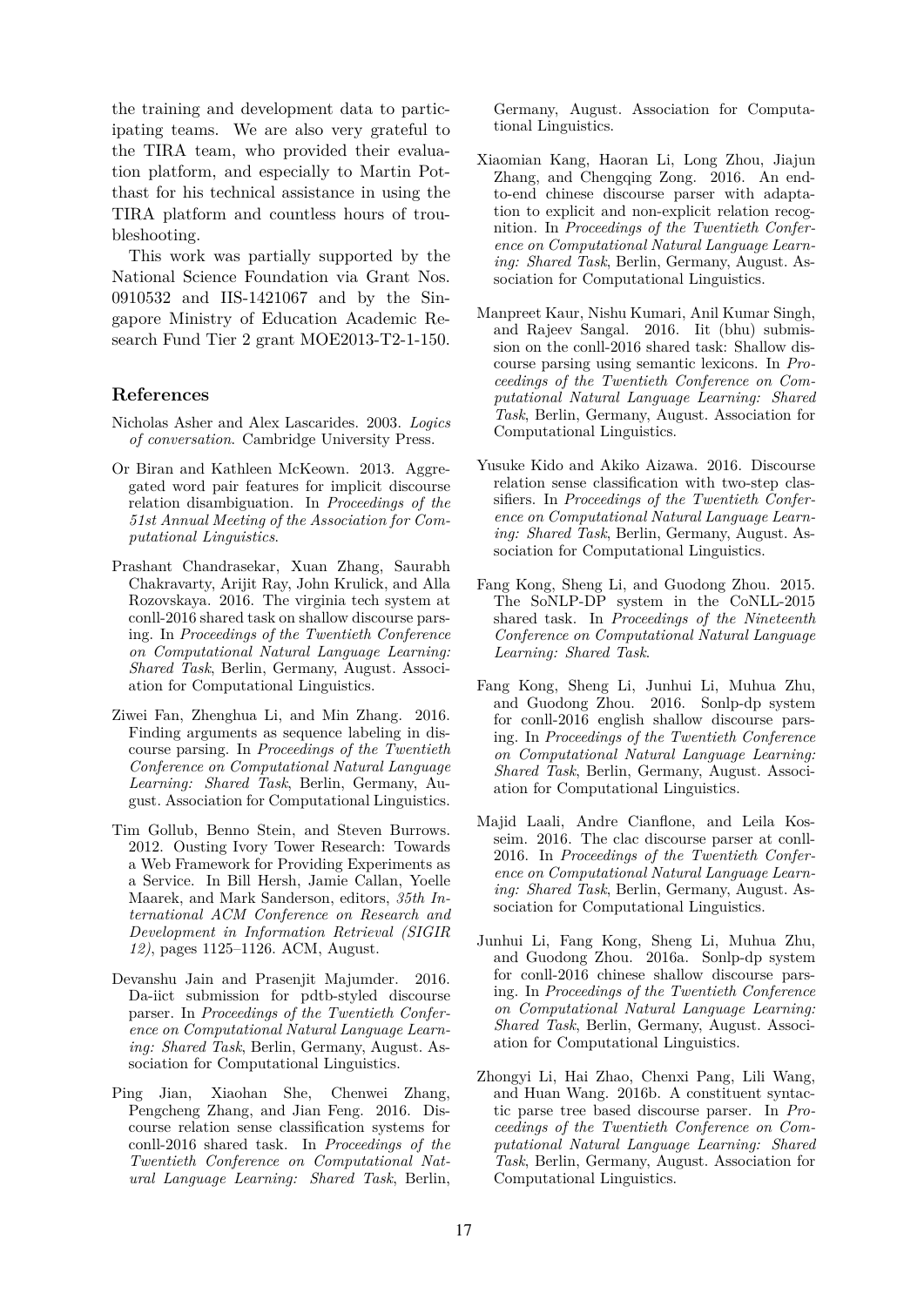the training and development data to participating teams. We are also very grateful to the TIRA team, who provided their evaluation platform, and especially to Martin Potthast for his technical assistance in using the TIRA platform and countless hours of troubleshooting.

This work was partially supported by the National Science Foundation via Grant Nos. 0910532 and IIS-1421067 and by the Singapore Ministry of Education Academic Research Fund Tier 2 grant MOE2013-T2-1-150.

## References

Nicholas Asher and Alex Lascarides. 2003. *Logics of conversation*. Cambridge University Press.

Or Biran and Kathleen McKeown. 2013. Aggregated word pair features for implicit discourse relation disambiguation. In *Proceedings of the 51st Annual Meeting of the Association for Computational Linguistics*.

Prashant Chandrasekar, Xuan Zhang, Saurabh Chakravarty, Arijit Ray, John Krulick, and Alla Rozovskaya. 2016. The virginia tech system at conll-2016 shared task on shallow discourse parsing. In *Proceedings of the Twentieth Conference on Computational Natural Language Learning: Shared Task*, Berlin, Germany, August. Association for Computational Linguistics.

Ziwei Fan, Zhenghua Li, and Min Zhang. 2016. Finding arguments as sequence labeling in discourse parsing. In *Proceedings of the Twentieth Conference on Computational Natural Language Learning: Shared Task*, Berlin, Germany, August. Association for Computational Linguistics.

Tim Gollub, Benno Stein, and Steven Burrows. 2012. Ousting Ivory Tower Research: Towards a Web Framework for Providing Experiments as a Service. In Bill Hersh, Jamie Callan, Yoelle Maarek, and Mark Sanderson, editors, *35th International ACM Conference on Research and Development in Information Retrieval (SIGIR 12)*, pages 1125–1126. ACM, August.

Devanshu Jain and Prasenjit Majumder. 2016. Da-iict submission for pdtb-styled discourse parser. In *Proceedings of the Twentieth Conference on Computational Natural Language Learning: Shared Task*, Berlin, Germany, August. Association for Computational Linguistics.

Ping Jian, Xiaohan She, Chenwei Zhang, Pengcheng Zhang, and Jian Feng. 2016. Discourse relation sense classification systems for conll-2016 shared task. In *Proceedings of the Twentieth Conference on Computational Natural Language Learning: Shared Task*, Berlin, Germany, August. Association for Computational Linguistics.

Xiaomian Kang, Haoran Li, Long Zhou, Jiajun Zhang, and Chengqing Zong. 2016. An end-to-end chinese discourse parser with adaptation to explicit and non-explicit relation recognition. In *Proceedings of the Twentieth Conference on Computational Natural Language Learning: Shared Task*, Berlin, Germany, August. Association for Computational Linguistics.

Manpreet Kaur, Nishu Kumari, Anil Kumar Singh, and Rajeev Sangal. 2016. Iit (bhu) submission on the conll-2016 shared task: Shallow discourse parsing using semantic lexicons. In *Proceedings of the Twentieth Conference on Computational Natural Language Learning: Shared Task*, Berlin, Germany, August. Association for Computational Linguistics.

Yusuke Kido and Akiko Aizawa. 2016. Discourse relation sense classification with two-step classifiers. In *Proceedings of the Twentieth Conference on Computational Natural Language Learning: Shared Task*, Berlin, Germany, August. Association for Computational Linguistics.

Fang Kong, Sheng Li, and Guodong Zhou. 2015. The SoNLP-DP system in the CoNLL-2015 shared task. In *Proceedings of the Nineteenth Conference on Computational Natural Language Learning: Shared Task*.

Fang Kong, Sheng Li, Junhui Li, Muhua Zhu, and Guodong Zhou. 2016. Sonlp-dp system for conll-2016 english shallow discourse parsing. In *Proceedings of the Twentieth Conference on Computational Natural Language Learning: Shared Task*, Berlin, Germany, August. Association for Computational Linguistics.

Majid Laali, Andre Cianflone, and Leila Kosseim. 2016. The clac discourse parser at conll-2016. In *Proceedings of the Twentieth Conference on Computational Natural Language Learning: Shared Task*, Berlin, Germany, August. Association for Computational Linguistics.

Junhui Li, Fang Kong, Sheng Li, Muhua Zhu, and Guodong Zhou. 2016a. Sonlp-dp system for conll-2016 chinese shallow discourse parsing. In *Proceedings of the Twentieth Conference on Computational Natural Language Learning: Shared Task*, Berlin, Germany, August. Association for Computational Linguistics.

Zhongyi Li, Hai Zhao, Chenxi Pang, Lili Wang, and Huan Wang. 2016b. A constituent syntactic parse tree based discourse parser. In *Proceedings of the Twentieth Conference on Computational Natural Language Learning: Shared Task*, Berlin, Germany, August. Association for Computational Linguistics.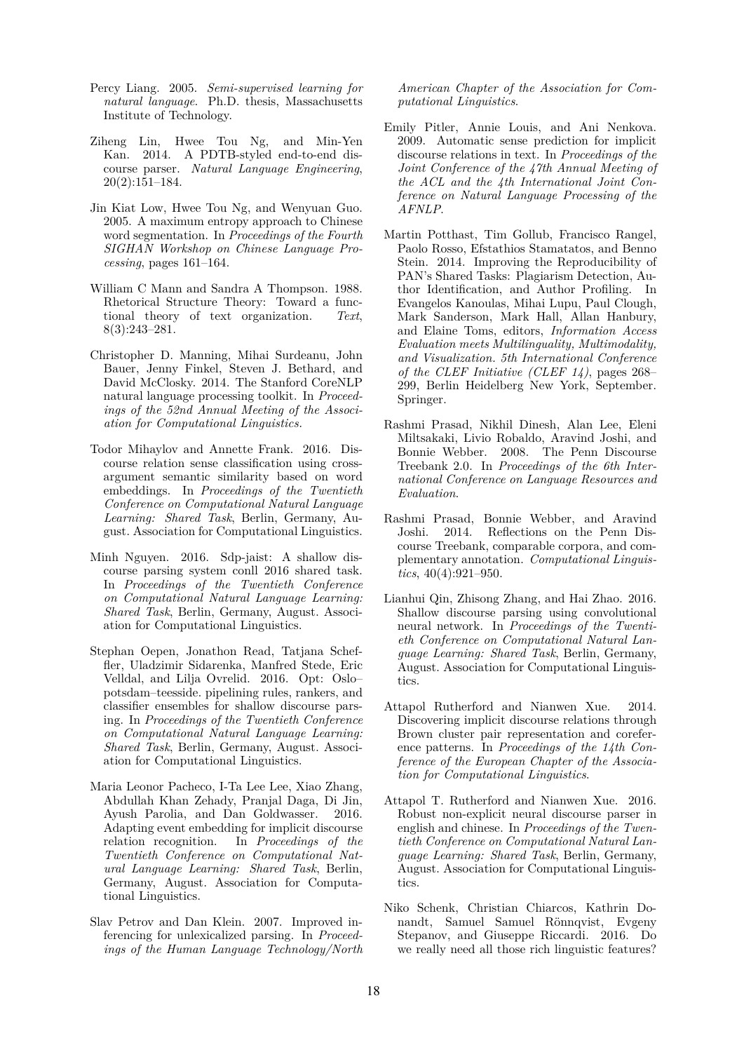Percy Liang. 2005. *Semi-supervised learning for natural language*. Ph.D. thesis, Massachusetts Institute of Technology.

Ziheng Lin, Hwee Tou Ng, and Min-Yen Kan. 2014. A PDTB-styled end-to-end discourse parser. *Natural Language Engineering*, 20(2):151–184.

Jin Kiat Low, Hwee Tou Ng, and Wenyuan Guo. 2005. A maximum entropy approach to Chinese word segmentation. In *Proceedings of the Fourth SIGHAN Workshop on Chinese Language Processing*, pages 161–164.

William C Mann and Sandra A Thompson. 1988. Rhetorical Structure Theory: Toward a functional theory of text organization. *Text*, 8(3):243–281.

Christopher D. Manning, Mihai Surdeanu, John Bauer, Jenny Finkel, Steven J. Bethard, and David McClosky. 2014. The Stanford CoreNLP natural language processing toolkit. In *Proceedings of the 52nd Annual Meeting of the Association for Computational Linguistics.*

Todor Mihaylov and Annette Frank. 2016. Discourse relation sense classification using cross-argument semantic similarity based on word embeddings. In *Proceedings of the Twentieth Conference on Computational Natural Language Learning: Shared Task*, Berlin, Germany, August. Association for Computational Linguistics.

Minh Nguyen. 2016. Sdp-jaist: A shallow discourse parsing system conll 2016 shared task. In *Proceedings of the Twentieth Conference on Computational Natural Language Learning: Shared Task*, Berlin, Germany, August. Association for Computational Linguistics.

Stephan Oepen, Jonathon Read, Tatjana Scheffler, Uladzimir Sidarenka, Manfred Stede, Eric Velldal, and Lilja Ovrelid. 2016. Opt: Oslo–potsdam–teesside. pipelining rules, rankers, and classifier ensembles for shallow discourse parsing. In *Proceedings of the Twentieth Conference on Computational Natural Language Learning: Shared Task*, Berlin, Germany, August. Association for Computational Linguistics.

Maria Leonor Pacheco, I-Ta Lee Lee, Xiao Zhang, Abdullah Khan Zehady, Pranjal Daga, Di Jin, Ayush Parolia, and Dan Goldwasser. 2016. Adapting event embedding for implicit discourse relation recognition. In *Proceedings of the Twentieth Conference on Computational Natural Language Learning: Shared Task*, Berlin, Germany, August. Association for Computational Linguistics.

Slav Petrov and Dan Klein. 2007. Improved inferencing for unlexicalized parsing. In *Proceedings of the Human Language Technology/North American Chapter of the Association for Computational Linguistics*.

Emily Pitler, Annie Louis, and Ani Nenkova. 2009. Automatic sense prediction for implicit discourse relations in text. In *Proceedings of the Joint Conference of the 47th Annual Meeting of the ACL and the 4th International Joint Conference on Natural Language Processing of the AFNLP*.

Martin Potthast, Tim Gollub, Francisco Rangel, Paolo Rosso, Efstathios Stamatatos, and Benno Stein. 2014. Improving the Reproducibility of PAN's Shared Tasks: Plagiarism Detection, Author Identification, and Author Profiling. In Evangelos Kanoulas, Mihai Lupu, Paul Clough, Mark Sanderson, Mark Hall, Allan Hanbury, and Elaine Toms, editors, *Information Access Evaluation meets Multilinguality, Multimodality, and Visualization. 5th International Conference of the CLEF Initiative (CLEF 14)*, pages 268–299, Berlin Heidelberg New York, September. Springer.

Rashmi Prasad, Nikhil Dinesh, Alan Lee, Eleni Miltsakaki, Livio Robaldo, Aravind Joshi, and Bonnie Webber. 2008. The Penn Discourse Treebank 2.0. In *Proceedings of the 6th International Conference on Language Resources and Evaluation*.

Rashmi Prasad, Bonnie Webber, and Aravind Joshi. 2014. Reflections on the Penn Discourse Treebank, comparable corpora, and complementary annotation. *Computational Linguistics*, 40(4):921–950.

Lianhui Qin, Zhisong Zhang, and Hai Zhao. 2016. Shallow discourse parsing using convolutional neural network. In *Proceedings of the Twentieth Conference on Computational Natural Language Learning: Shared Task*, Berlin, Germany, August. Association for Computational Linguistics.

Attapol Rutherford and Nianwen Xue. 2014. Discovering implicit discourse relations through Brown cluster pair representation and coreference patterns. In *Proceedings of the 14th Conference of the European Chapter of the Association for Computational Linguistics*.

Attapol T. Rutherford and Nianwen Xue. 2016. Robust non-explicit neural discourse parser in english and chinese. In *Proceedings of the Twentieth Conference on Computational Natural Language Learning: Shared Task*, Berlin, Germany, August. Association for Computational Linguistics.

Niko Schenk, Christian Chiarcos, Kathrin Donandt, Samuel Samuel Rönnqvist, Evgeny Stepanov, and Giuseppe Riccardi. 2016. Do we really need all those rich linguistic features?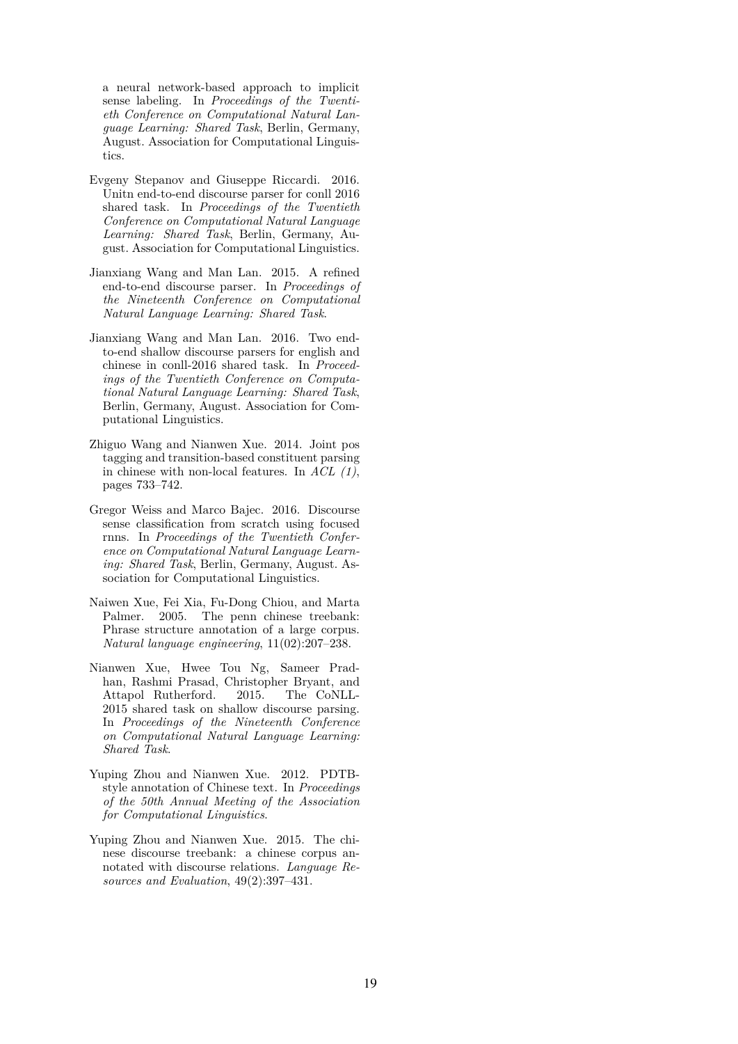a neural network-based approach to implicit sense labeling. In *Proceedings of the Twentieth Conference on Computational Natural Language Learning: Shared Task*, Berlin, Germany, August. Association for Computational Linguistics.

Evgeny Stepanov and Giuseppe Riccardi. 2016. Unitn end-to-end discourse parser for conll 2016 shared task. In *Proceedings of the Twentieth Conference on Computational Natural Language Learning: Shared Task*, Berlin, Germany, August. Association for Computational Linguistics.

Jianxiang Wang and Man Lan. 2015. A refined end-to-end discourse parser. In *Proceedings of the Nineteenth Conference on Computational Natural Language Learning: Shared Task*.

Jianxiang Wang and Man Lan. 2016. Two end-to-end shallow discourse parsers for english and chinese in conll-2016 shared task. In *Proceedings of the Twentieth Conference on Computational Natural Language Learning: Shared Task*, Berlin, Germany, August. Association for Computational Linguistics.

Zhiguo Wang and Nianwen Xue. 2014. Joint pos tagging and transition-based constituent parsing in chinese with non-local features. In *ACL (1)*, pages 733–742.

Gregor Weiss and Marco Bajec. 2016. Discourse sense classification from scratch using focused rnns. In *Proceedings of the Twentieth Conference on Computational Natural Language Learning: Shared Task*, Berlin, Germany, August. Association for Computational Linguistics.

Naiwen Xue, Fei Xia, Fu-Dong Chiou, and Marta Palmer. 2005. The penn chinese treebank: Phrase structure annotation of a large corpus. *Natural language engineering*, 11(02):207–238.

Nianwen Xue, Hwee Tou Ng, Sameer Pradhan, Rashmi Prasad, Christopher Bryant, and Attapol Rutherford. 2015. The CoNLL-2015 shared task on shallow discourse parsing. In *Proceedings of the Nineteenth Conference on Computational Natural Language Learning: Shared Task*.

Yuping Zhou and Nianwen Xue. 2012. PDTB-style annotation of Chinese text. In *Proceedings of the 50th Annual Meeting of the Association for Computational Linguistics*.

Yuping Zhou and Nianwen Xue. 2015. The chinese discourse treebank: a chinese corpus annotated with discourse relations. *Language Resources and Evaluation*, 49(2):397–431.